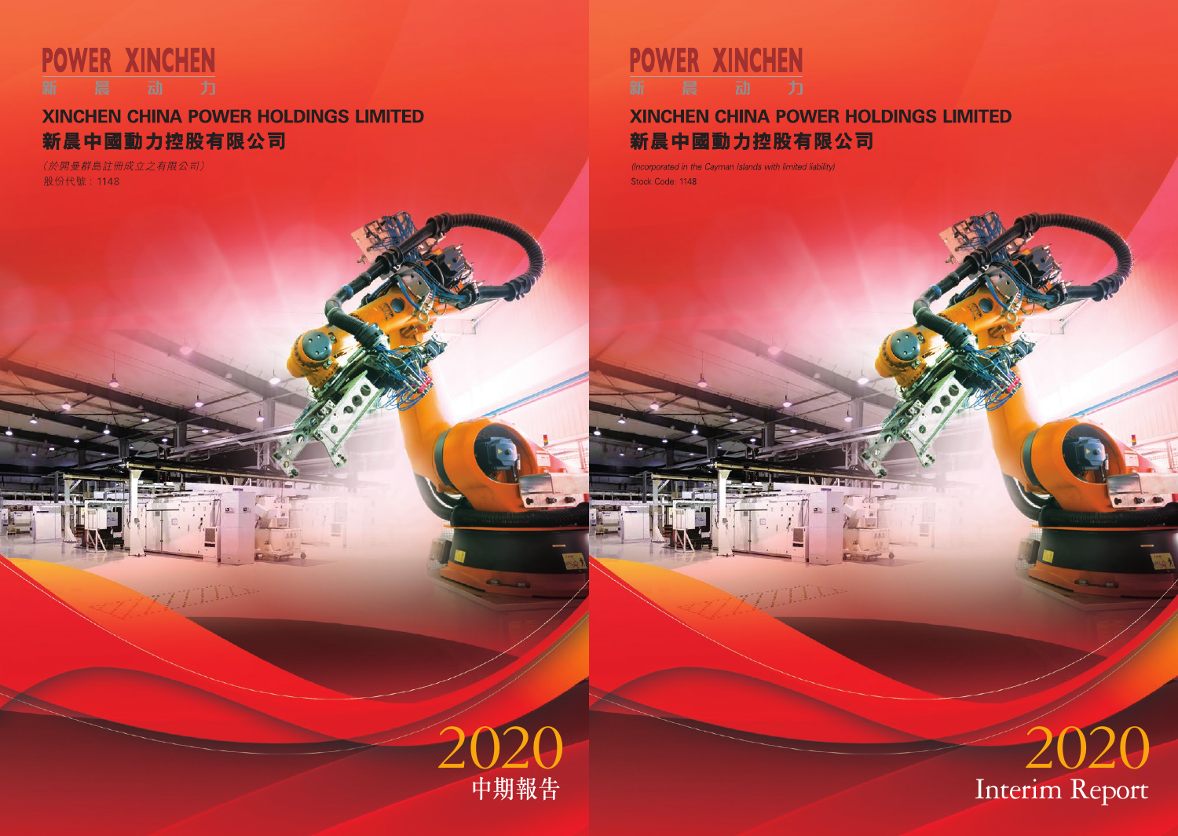POWER XINCHEN

新 晨 动 力

# XINCHEN CHINA POWER HOLDINGS LIMITED

# 新晨中國動力控股有限公司

*(於開曼群島註冊成立之有限公司)*

股份代號：1148

2020

中期報告

POWER XINCHEN

新 晨 动 力

# XINCHEN CHINA POWER HOLDINGS LIMITED

# 新晨中國動力控股有限公司

*(Incorporated in the Cayman Islands with limited liability)*

Stock Code: 1148

2020

Interim Report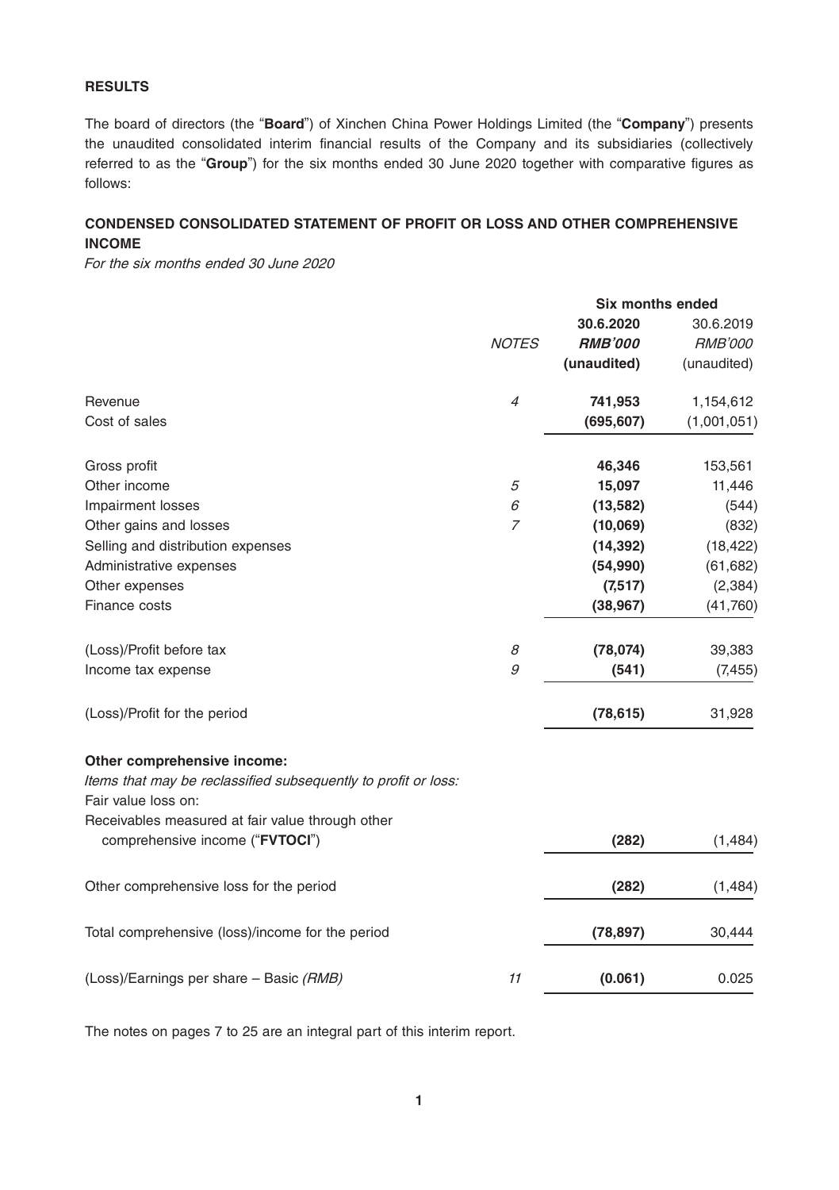## RESULTS

The board of directors (the "**Board**") of Xinchen China Power Holdings Limited (the "**Company**") presents the unaudited consolidated interim financial results of the Company and its subsidiaries (collectively referred to as the "**Group**") for the six months ended 30 June 2020 together with comparative figures as follows:

## CONDENSED CONSOLIDATED STATEMENT OF PROFIT OR LOSS AND OTHER COMPREHENSIVE INCOME

*For the six months ended 30 June 2020*

| | | Six months ended | |
|---|---|---|---|
| | *NOTES* | **30.6.2020** | 30.6.2019 |
| | | ***RMB'000*** | *RMB'000* |
| | | **(unaudited)** | (unaudited) |
| Revenue | *4* | **741,953** | 1,154,612 |
| Cost of sales | | **(695,607)** | (1,001,051) |
| Gross profit | | **46,346** | 153,561 |
| Other income | *5* | **15,097** | 11,446 |
| Impairment losses | *6* | **(13,582)** | (544) |
| Other gains and losses | *7* | **(10,069)** | (832) |
| Selling and distribution expenses | | **(14,392)** | (18,422) |
| Administrative expenses | | **(54,990)** | (61,682) |
| Other expenses | | **(7,517)** | (2,384) |
| Finance costs | | **(38,967)** | (41,760) |
| (Loss)/Profit before tax | *8* | **(78,074)** | 39,383 |
| Income tax expense | *9* | **(541)** | (7,455) |
| (Loss)/Profit for the period | | **(78,615)** | 31,928 |
| **Other comprehensive income:** | | | |
| *Items that may be reclassified subsequently to profit or loss:* | | | |
| Fair value loss on: | | | |
| Receivables measured at fair value through other comprehensive income ("**FVTOCI**") | | **(282)** | (1,484) |
| Other comprehensive loss for the period | | **(282)** | (1,484) |
| Total comprehensive (loss)/income for the period | | **(78,897)** | 30,444 |
| (Loss)/Earnings per share – Basic *(RMB)* | *11* | **(0.061)** | 0.025 |

The notes on pages 7 to 25 are an integral part of this interim report.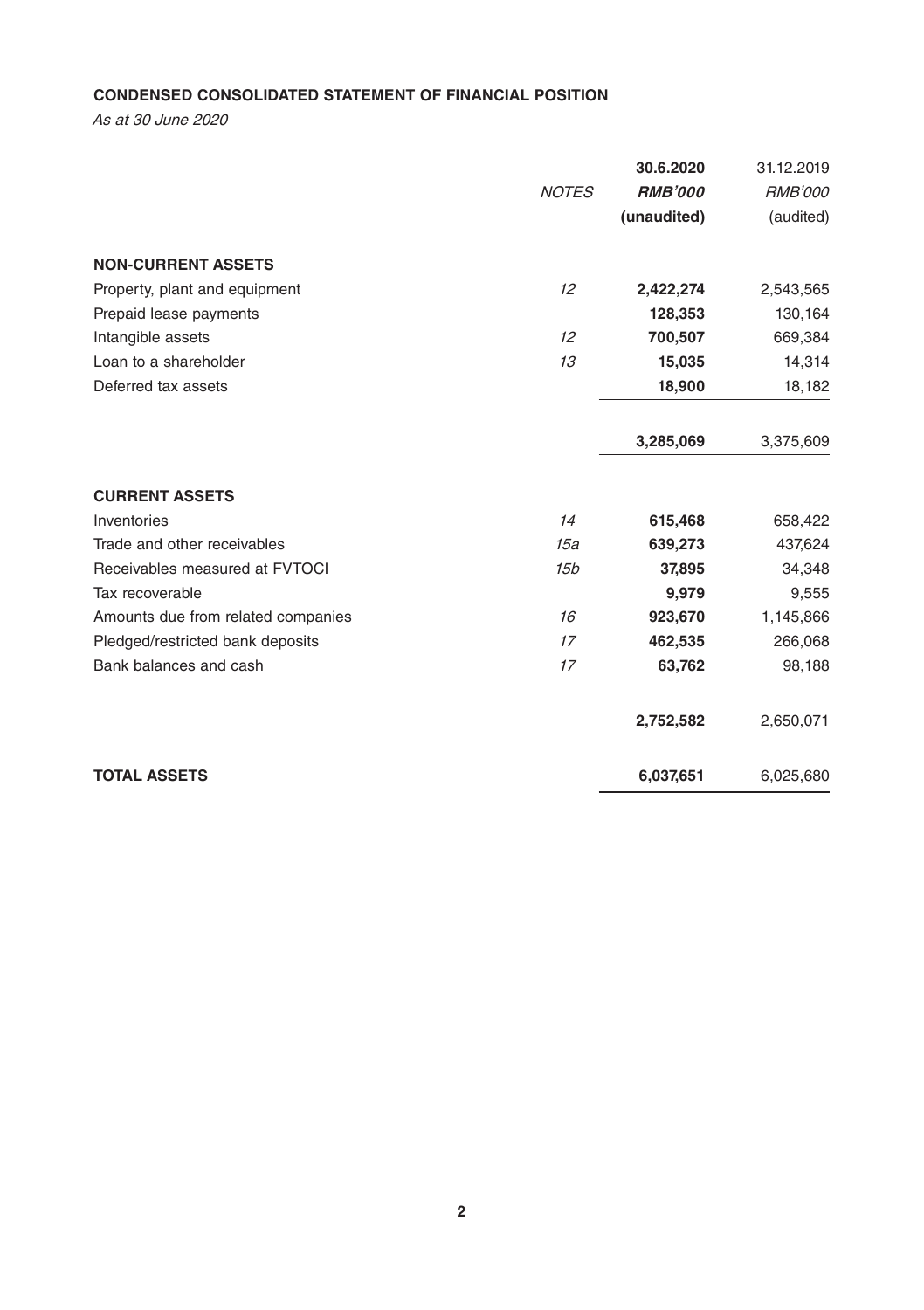**CONDENSED CONSOLIDATED STATEMENT OF FINANCIAL POSITION**

*As at 30 June 2020*

| | *NOTES* | **30.6.2020** | 31.12.2019 |
|---|---|---|---|
| | | ***RMB'000*** | *RMB'000* |
| | | **(unaudited)** | (audited) |
| **NON-CURRENT ASSETS** | | | |
| Property, plant and equipment | *12* | **2,422,274** | 2,543,565 |
| Prepaid lease payments | | **128,353** | 130,164 |
| Intangible assets | *12* | **700,507** | 669,384 |
| Loan to a shareholder | *13* | **15,035** | 14,314 |
| Deferred tax assets | | **18,900** | 18,182 |
| | | **3,285,069** | 3,375,609 |
| **CURRENT ASSETS** | | | |
| Inventories | *14* | **615,468** | 658,422 |
| Trade and other receivables | *15a* | **639,273** | 437,624 |
| Receivables measured at FVTOCI | *15b* | **37,895** | 34,348 |
| Tax recoverable | | **9,979** | 9,555 |
| Amounts due from related companies | *16* | **923,670** | 1,145,866 |
| Pledged/restricted bank deposits | *17* | **462,535** | 266,068 |
| Bank balances and cash | *17* | **63,762** | 98,188 |
| | | **2,752,582** | 2,650,071 |
| **TOTAL ASSETS** | | **6,037,651** | 6,025,680 |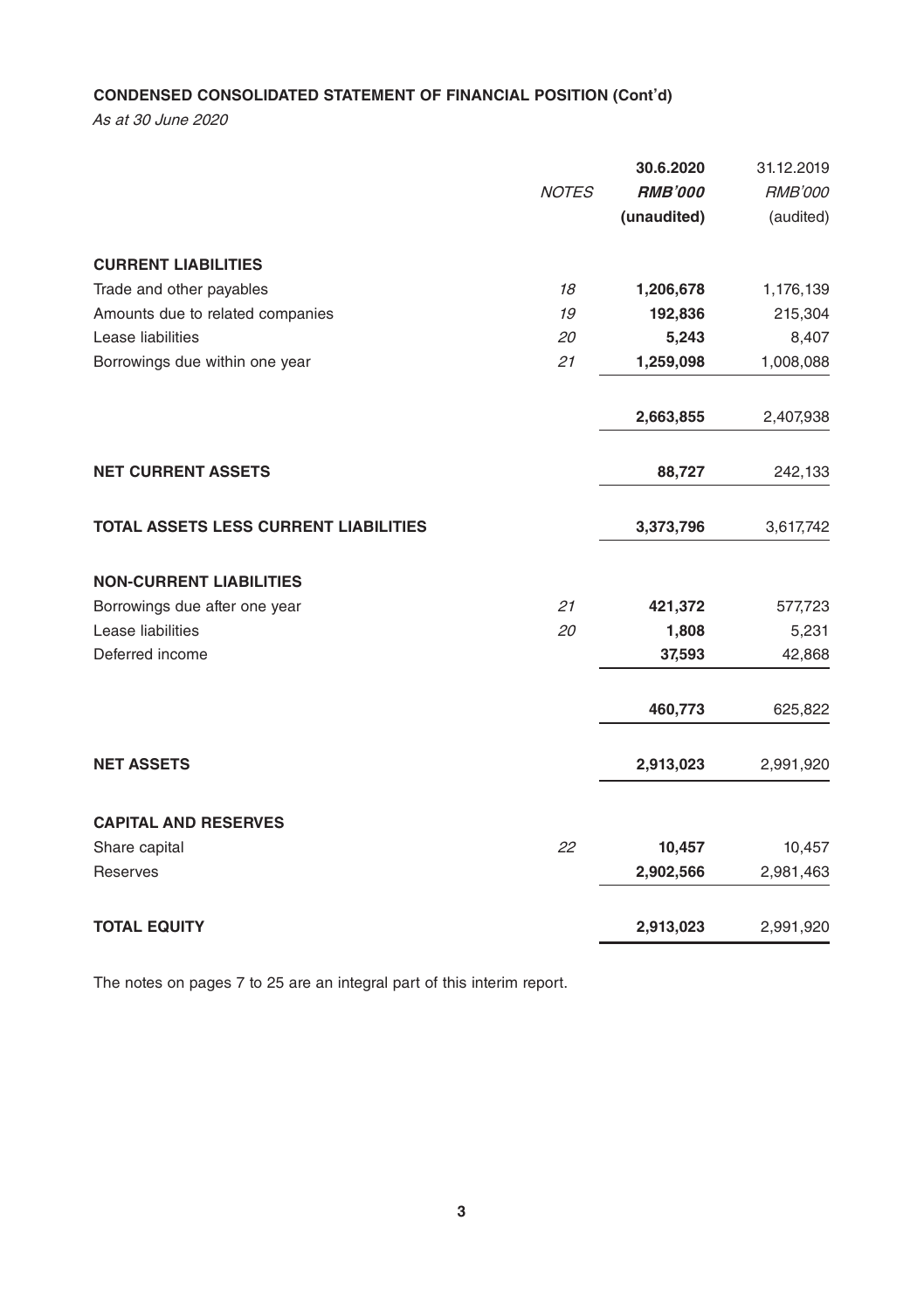**CONDENSED CONSOLIDATED STATEMENT OF FINANCIAL POSITION (Cont'd)**

*As at 30 June 2020*

| | *NOTES* | **30.6.2020** | 31.12.2019 |
|---|---|---|---|
| | | ***RMB'000*** | *RMB'000* |
| | | **(unaudited)** | (audited) |
| **CURRENT LIABILITIES** | | | |
| Trade and other payables | *18* | **1,206,678** | 1,176,139 |
| Amounts due to related companies | *19* | **192,836** | 215,304 |
| Lease liabilities | *20* | **5,243** | 8,407 |
| Borrowings due within one year | *21* | **1,259,098** | 1,008,088 |
| | | **2,663,855** | 2,407,938 |
| **NET CURRENT ASSETS** | | **88,727** | 242,133 |
| **TOTAL ASSETS LESS CURRENT LIABILITIES** | | **3,373,796** | 3,617,742 |
| **NON-CURRENT LIABILITIES** | | | |
| Borrowings due after one year | *21* | **421,372** | 577,723 |
| Lease liabilities | *20* | **1,808** | 5,231 |
| Deferred income | | **37,593** | 42,868 |
| | | **460,773** | 625,822 |
| **NET ASSETS** | | **2,913,023** | 2,991,920 |
| **CAPITAL AND RESERVES** | | | |
| Share capital | *22* | **10,457** | 10,457 |
| Reserves | | **2,902,566** | 2,981,463 |
| **TOTAL EQUITY** | | **2,913,023** | 2,991,920 |

The notes on pages 7 to 25 are an integral part of this interim report.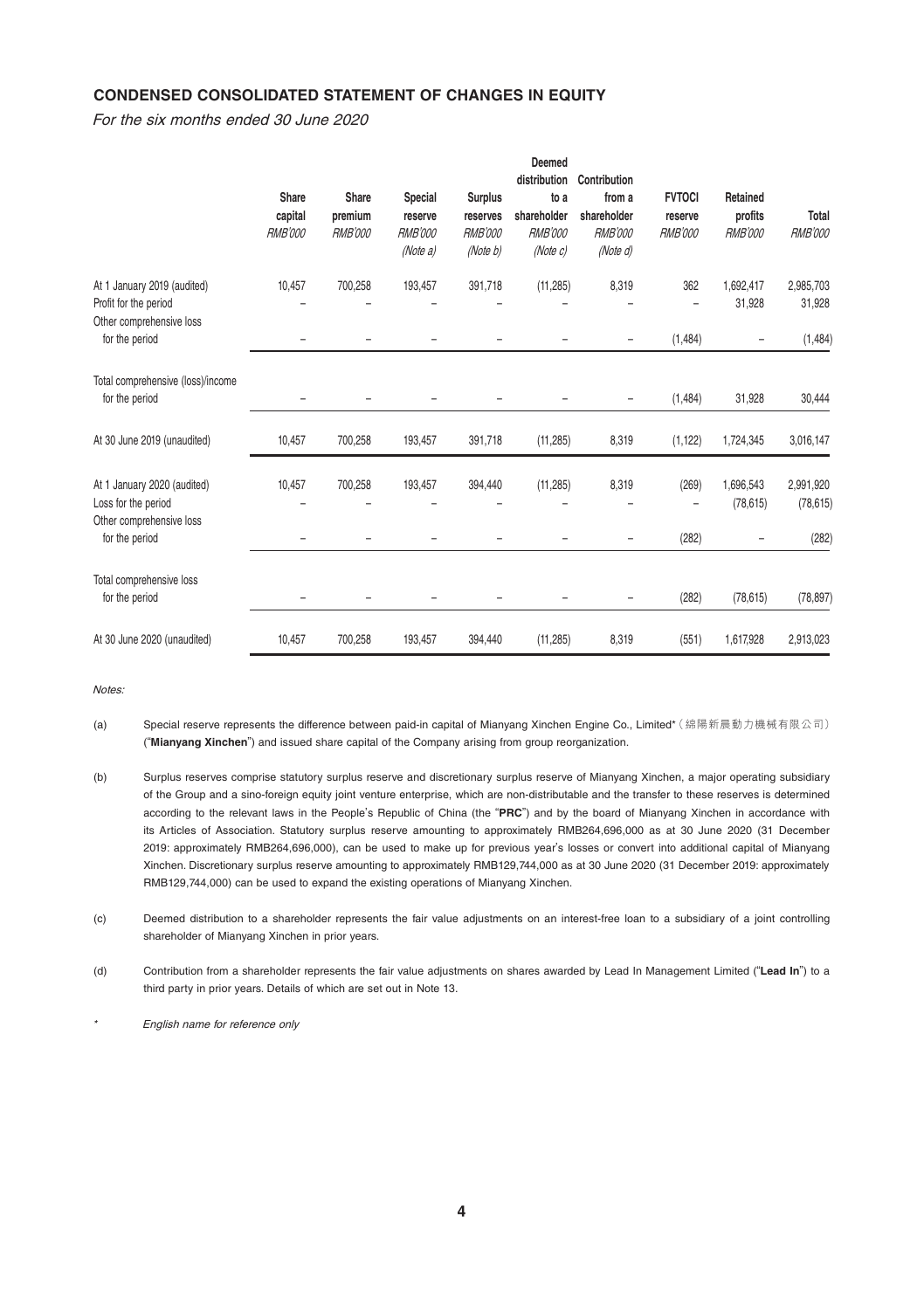## CONDENSED CONSOLIDATED STATEMENT OF CHANGES IN EQUITY

*For the six months ended 30 June 2020*

| | Share capital *RMB'000* | Share premium *RMB'000* | Special reserve *RMB'000* *(Note a)* | Surplus reserves *RMB'000* *(Note b)* | Deemed distribution to a shareholder *RMB'000* *(Note c)* | Contribution from a shareholder *RMB'000* *(Note d)* | FVTOCI reserve *RMB'000* | Retained profits *RMB'000* | Total *RMB'000* |
|---|---|---|---|---|---|---|---|---|---|
| At 1 January 2019 (audited) | 10,457 | 700,258 | 193,457 | 391,718 | (11,285) | 8,319 | 362 | 1,692,417 | 2,985,703 |
| Profit for the period | – | – | – | – | – | – | – | 31,928 | 31,928 |
| Other comprehensive loss for the period | – | – | – | – | – | – | (1,484) | – | (1,484) |
| Total comprehensive (loss)/income for the period | – | – | – | – | – | – | (1,484) | 31,928 | 30,444 |
| At 30 June 2019 (unaudited) | 10,457 | 700,258 | 193,457 | 391,718 | (11,285) | 8,319 | (1,122) | 1,724,345 | 3,016,147 |
| At 1 January 2020 (audited) | 10,457 | 700,258 | 193,457 | 394,440 | (11,285) | 8,319 | (269) | 1,696,543 | 2,991,920 |
| Loss for the period | – | – | – | – | – | – | – | (78,615) | (78,615) |
| Other comprehensive loss for the period | – | – | – | – | – | – | (282) | – | (282) |
| Total comprehensive loss for the period | – | – | – | – | – | – | (282) | (78,615) | (78,897) |
| At 30 June 2020 (unaudited) | 10,457 | 700,258 | 193,457 | 394,440 | (11,285) | 8,319 | (551) | 1,617,928 | 2,913,023 |

*Notes:*

(a) Special reserve represents the difference between paid-in capital of Mianyang Xinchen Engine Co., Limited*（綿陽新晨動力機械有限公司）("**Mianyang Xinchen**") and issued share capital of the Company arising from group reorganization.

(b) Surplus reserves comprise statutory surplus reserve and discretionary surplus reserve of Mianyang Xinchen, a major operating subsidiary of the Group and a sino-foreign equity joint venture enterprise, which are non-distributable and the transfer to these reserves is determined according to the relevant laws in the People's Republic of China (the "**PRC**") and by the board of Mianyang Xinchen in accordance with its Articles of Association. Statutory surplus reserve amounting to approximately RMB264,696,000 as at 30 June 2020 (31 December 2019: approximately RMB264,696,000), can be used to make up for previous year's losses or convert into additional capital of Mianyang Xinchen. Discretionary surplus reserve amounting to approximately RMB129,744,000 as at 30 June 2020 (31 December 2019: approximately RMB129,744,000) can be used to expand the existing operations of Mianyang Xinchen.

(c) Deemed distribution to a shareholder represents the fair value adjustments on an interest-free loan to a subsidiary of a joint controlling shareholder of Mianyang Xinchen in prior years.

(d) Contribution from a shareholder represents the fair value adjustments on shares awarded by Lead In Management Limited ("**Lead In**") to a third party in prior years. Details of which are set out in Note 13.

\* *English name for reference only*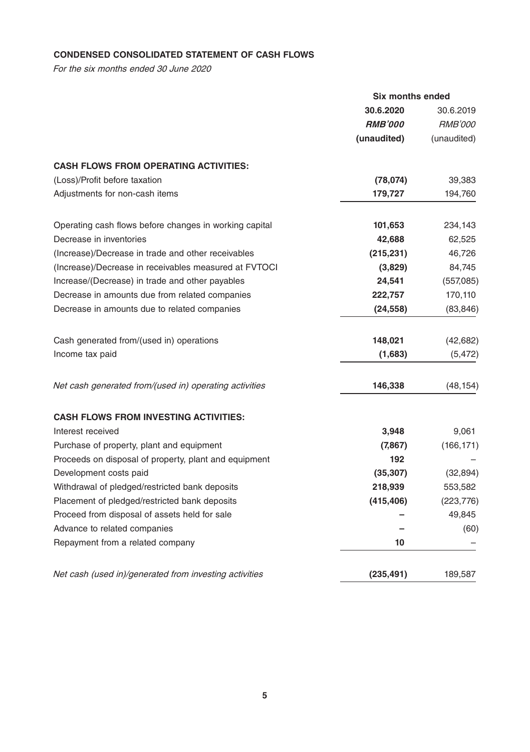**CONDENSED CONSOLIDATED STATEMENT OF CASH FLOWS**

*For the six months ended 30 June 2020*

| | Six months ended | |
|---|---|---|
| | **30.6.2020** | 30.6.2019 |
| | ***RMB'000*** | *RMB'000* |
| | **(unaudited)** | (unaudited) |
| **CASH FLOWS FROM OPERATING ACTIVITIES:** | | |
| (Loss)/Profit before taxation | **(78,074)** | 39,383 |
| Adjustments for non-cash items | **179,727** | 194,760 |
| Operating cash flows before changes in working capital | **101,653** | 234,143 |
| Decrease in inventories | **42,688** | 62,525 |
| (Increase)/Decrease in trade and other receivables | **(215,231)** | 46,726 |
| (Increase)/Decrease in receivables measured at FVTOCI | **(3,829)** | 84,745 |
| Increase/(Decrease) in trade and other payables | **24,541** | (557,085) |
| Decrease in amounts due from related companies | **222,757** | 170,110 |
| Decrease in amounts due to related companies | **(24,558)** | (83,846) |
| Cash generated from/(used in) operations | **148,021** | (42,682) |
| Income tax paid | **(1,683)** | (5,472) |
| *Net cash generated from/(used in) operating activities* | **146,338** | (48,154) |
| **CASH FLOWS FROM INVESTING ACTIVITIES:** | | |
| Interest received | **3,948** | 9,061 |
| Purchase of property, plant and equipment | **(7,867)** | (166,171) |
| Proceeds on disposal of property, plant and equipment | **192** | – |
| Development costs paid | **(35,307)** | (32,894) |
| Withdrawal of pledged/restricted bank deposits | **218,939** | 553,582 |
| Placement of pledged/restricted bank deposits | **(415,406)** | (223,776) |
| Proceed from disposal of assets held for sale | **–** | 49,845 |
| Advance to related companies | **–** | (60) |
| Repayment from a related company | **10** | – |
| *Net cash (used in)/generated from investing activities* | **(235,491)** | 189,587 |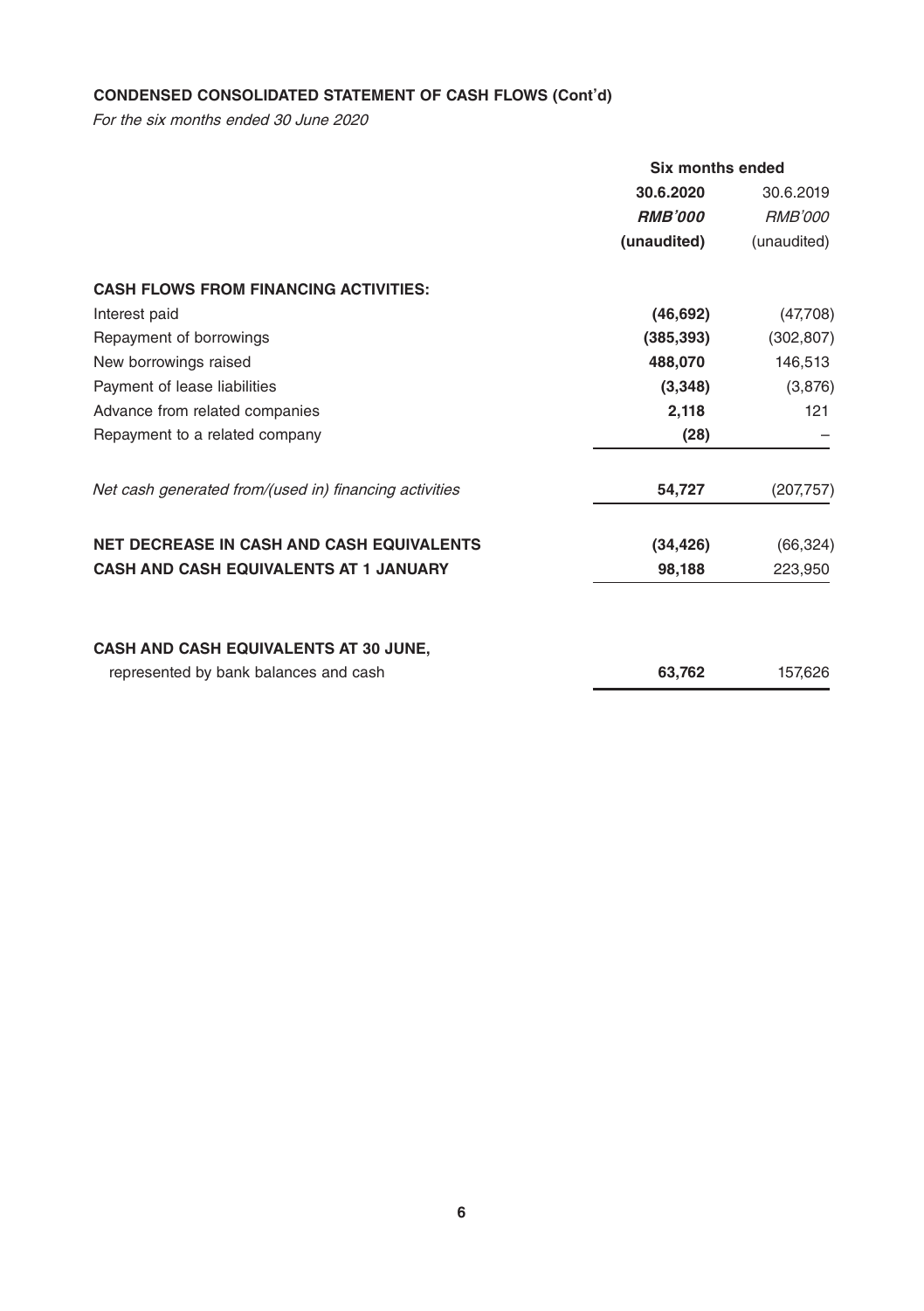## CONDENSED CONSOLIDATED STATEMENT OF CASH FLOWS (Cont'd)

*For the six months ended 30 June 2020*

| | Six months ended | |
|---|---|---|
| | **30.6.2020** | 30.6.2019 |
| | ***RMB'000*** | *RMB'000* |
| | **(unaudited)** | (unaudited) |
| **CASH FLOWS FROM FINANCING ACTIVITIES:** | | |
| Interest paid | **(46,692)** | (47,708) |
| Repayment of borrowings | **(385,393)** | (302,807) |
| New borrowings raised | **488,070** | 146,513 |
| Payment of lease liabilities | **(3,348)** | (3,876) |
| Advance from related companies | **2,118** | 121 |
| Repayment to a related company | **(28)** | – |
| *Net cash generated from/(used in) financing activities* | **54,727** | (207,757) |
| **NET DECREASE IN CASH AND CASH EQUIVALENTS** | **(34,426)** | (66,324) |
| **CASH AND CASH EQUIVALENTS AT 1 JANUARY** | **98,188** | 223,950 |
| **CASH AND CASH EQUIVALENTS AT 30 JUNE,** represented by bank balances and cash | **63,762** | 157,626 |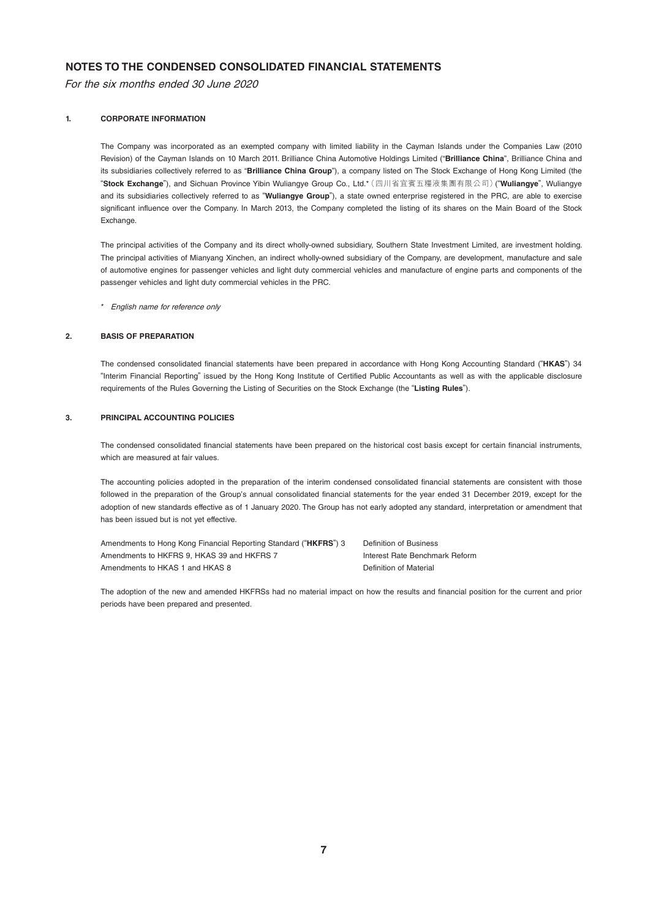# NOTES TO THE CONDENSED CONSOLIDATED FINANCIAL STATEMENTS

*For the six months ended 30 June 2020*

## 1. CORPORATE INFORMATION

The Company was incorporated as an exempted company with limited liability in the Cayman Islands under the Companies Law (2010 Revision) of the Cayman Islands on 10 March 2011. Brilliance China Automotive Holdings Limited ("**Brilliance China**", Brilliance China and its subsidiaries collectively referred to as "**Brilliance China Group**"), a company listed on The Stock Exchange of Hong Kong Limited (the "**Stock Exchange**"), and Sichuan Province Yibin Wuliangye Group Co., Ltd.*（四川省宜賓五糧液集團有限公司）("**Wuliangye**", Wuliangye and its subsidiaries collectively referred to as "**Wuliangye Group**"), a state owned enterprise registered in the PRC, are able to exercise significant influence over the Company. In March 2013, the Company completed the listing of its shares on the Main Board of the Stock Exchange.

The principal activities of the Company and its direct wholly-owned subsidiary, Southern State Investment Limited, are investment holding. The principal activities of Mianyang Xinchen, an indirect wholly-owned subsidiary of the Company, are development, manufacture and sale of automotive engines for passenger vehicles and light duty commercial vehicles and manufacture of engine parts and components of the passenger vehicles and light duty commercial vehicles in the PRC.

\* *English name for reference only*

## 2. BASIS OF PREPARATION

The condensed consolidated financial statements have been prepared in accordance with Hong Kong Accounting Standard ("**HKAS**") 34 "Interim Financial Reporting" issued by the Hong Kong Institute of Certified Public Accountants as well as with the applicable disclosure requirements of the Rules Governing the Listing of Securities on the Stock Exchange (the "**Listing Rules**").

## 3. PRINCIPAL ACCOUNTING POLICIES

The condensed consolidated financial statements have been prepared on the historical cost basis except for certain financial instruments, which are measured at fair values.

The accounting policies adopted in the preparation of the interim condensed consolidated financial statements are consistent with those followed in the preparation of the Group's annual consolidated financial statements for the year ended 31 December 2019, except for the adoption of new standards effective as of 1 January 2020. The Group has not early adopted any standard, interpretation or amendment that has been issued but is not yet effective.

| | |
|---|---|
| Amendments to Hong Kong Financial Reporting Standard ("**HKFRS**") 3 | Definition of Business |
| Amendments to HKFRS 9, HKAS 39 and HKFRS 7 | Interest Rate Benchmark Reform |
| Amendments to HKAS 1 and HKAS 8 | Definition of Material |

The adoption of the new and amended HKFRSs had no material impact on how the results and financial position for the current and prior periods have been prepared and presented.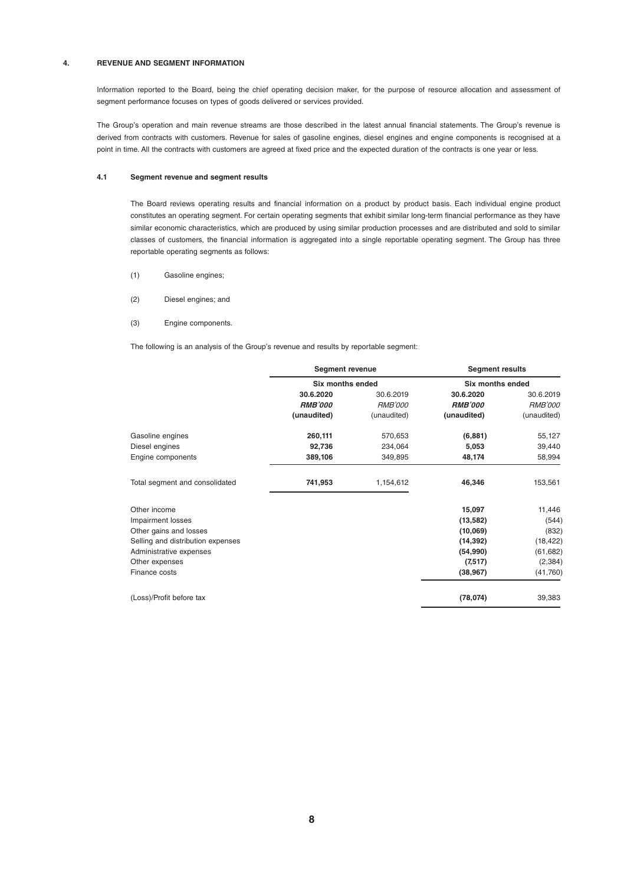## 4. REVENUE AND SEGMENT INFORMATION

Information reported to the Board, being the chief operating decision maker, for the purpose of resource allocation and assessment of segment performance focuses on types of goods delivered or services provided.

The Group's operation and main revenue streams are those described in the latest annual financial statements. The Group's revenue is derived from contracts with customers. Revenue for sales of gasoline engines, diesel engines and engine components is recognised at a point in time. All the contracts with customers are agreed at fixed price and the expected duration of the contracts is one year or less.

### 4.1 Segment revenue and segment results

The Board reviews operating results and financial information on a product by product basis. Each individual engine product constitutes an operating segment. For certain operating segments that exhibit similar long-term financial performance as they have similar economic characteristics, which are produced by using similar production processes and are distributed and sold to similar classes of customers, the financial information is aggregated into a single reportable operating segment. The Group has three reportable operating segments as follows:

(1) Gasoline engines;

(2) Diesel engines; and

(3) Engine components.

The following is an analysis of the Group's revenue and results by reportable segment:

| | Segment revenue | | Segment results | |
|---|---|---|---|---|
| | Six months ended | | Six months ended | |
| | **30.6.2020** | 30.6.2019 | **30.6.2020** | 30.6.2019 |
| | ***RMB'000*** | *RMB'000* | ***RMB'000*** | *RMB'000* |
| | **(unaudited)** | (unaudited) | **(unaudited)** | (unaudited) |
| Gasoline engines | **260,111** | 570,653 | **(6,881)** | 55,127 |
| Diesel engines | **92,736** | 234,064 | **5,053** | 39,440 |
| Engine components | **389,106** | 349,895 | **48,174** | 58,994 |
| Total segment and consolidated | **741,953** | 1,154,612 | **46,346** | 153,561 |
| Other income | | | **15,097** | 11,446 |
| Impairment losses | | | **(13,582)** | (544) |
| Other gains and losses | | | **(10,069)** | (832) |
| Selling and distribution expenses | | | **(14,392)** | (18,422) |
| Administrative expenses | | | **(54,990)** | (61,682) |
| Other expenses | | | **(7,517)** | (2,384) |
| Finance costs | | | **(38,967)** | (41,760) |
| (Loss)/Profit before tax | | | **(78,074)** | 39,383 |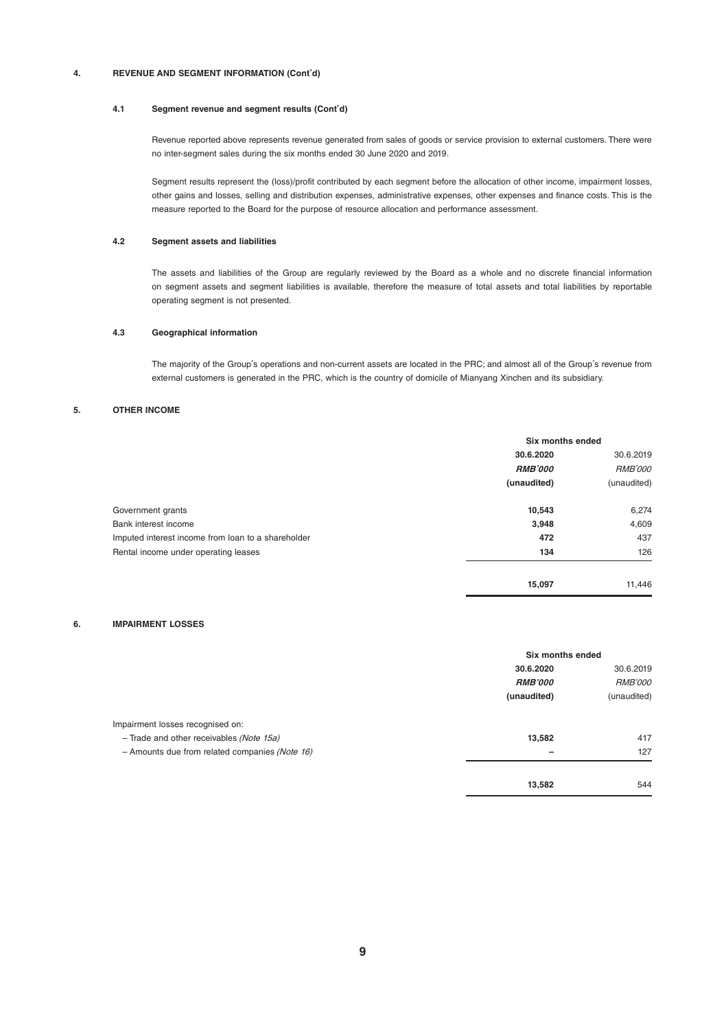## 4. REVENUE AND SEGMENT INFORMATION (Cont'd)

### 4.1 Segment revenue and segment results (Cont'd)

Revenue reported above represents revenue generated from sales of goods or service provision to external customers. There were no inter-segment sales during the six months ended 30 June 2020 and 2019.

Segment results represent the (loss)/profit contributed by each segment before the allocation of other income, impairment losses, other gains and losses, selling and distribution expenses, administrative expenses, other expenses and finance costs. This is the measure reported to the Board for the purpose of resource allocation and performance assessment.

### 4.2 Segment assets and liabilities

The assets and liabilities of the Group are regularly reviewed by the Board as a whole and no discrete financial information on segment assets and segment liabilities is available, therefore the measure of total assets and total liabilities by reportable operating segment is not presented.

### 4.3 Geographical information

The majority of the Group's operations and non-current assets are located in the PRC; and almost all of the Group's revenue from external customers is generated in the PRC, which is the country of domicile of Mianyang Xinchen and its subsidiary.

## 5. OTHER INCOME

| | Six months ended | |
|---|---|---|
| | **30.6.2020** | 30.6.2019 |
| | ***RMB'000*** | *RMB'000* |
| | **(unaudited)** | (unaudited) |
| Government grants | **10,543** | 6,274 |
| Bank interest income | **3,948** | 4,609 |
| Imputed interest income from loan to a shareholder | **472** | 437 |
| Rental income under operating leases | **134** | 126 |
| | **15,097** | 11,446 |

## 6. IMPAIRMENT LOSSES

| | Six months ended | |
|---|---|---|
| | **30.6.2020** | 30.6.2019 |
| | ***RMB'000*** | *RMB'000* |
| | **(unaudited)** | (unaudited) |
| Impairment losses recognised on: | | |
| – Trade and other receivables *(Note 15a)* | **13,582** | 417 |
| – Amounts due from related companies *(Note 16)* | **–** | 127 |
| | **13,582** | 544 |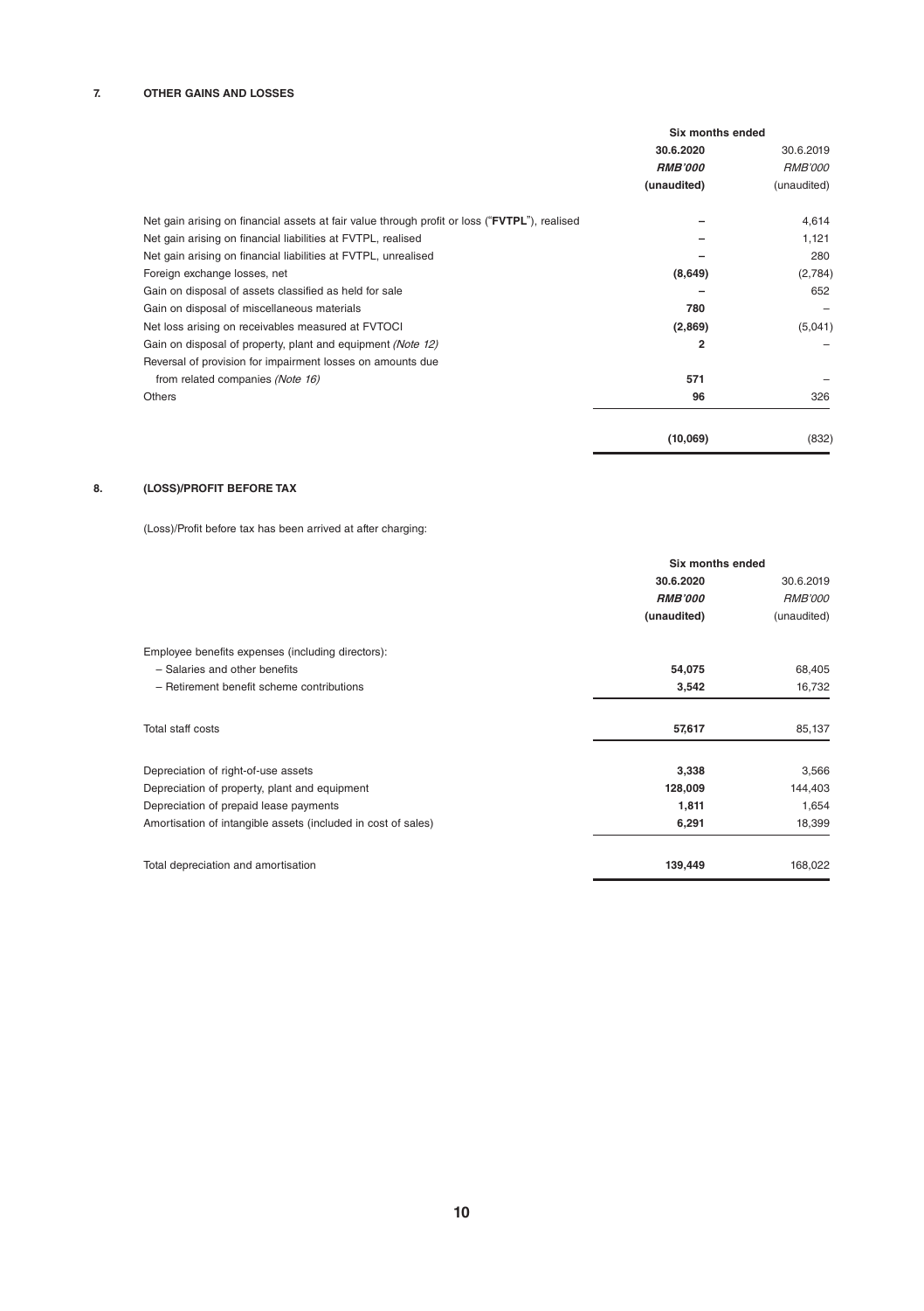## 7. OTHER GAINS AND LOSSES

| | Six months ended | |
|---|---|---|
| | **30.6.2020** | 30.6.2019 |
| | ***RMB'000*** | *RMB'000* |
| | **(unaudited)** | (unaudited) |
| Net gain arising on financial assets at fair value through profit or loss ("**FVTPL**"), realised | **–** | 4,614 |
| Net gain arising on financial liabilities at FVTPL, realised | **–** | 1,121 |
| Net gain arising on financial liabilities at FVTPL, unrealised | **–** | 280 |
| Foreign exchange losses, net | **(8,649)** | (2,784) |
| Gain on disposal of assets classified as held for sale | **–** | 652 |
| Gain on disposal of miscellaneous materials | **780** | – |
| Net loss arising on receivables measured at FVTOCI | **(2,869)** | (5,041) |
| Gain on disposal of property, plant and equipment *(Note 12)* | **2** | – |
| Reversal of provision for impairment losses on amounts due from related companies *(Note 16)* | **571** | – |
| Others | **96** | 326 |
| | **(10,069)** | (832) |

## 8. (LOSS)/PROFIT BEFORE TAX

(Loss)/Profit before tax has been arrived at after charging:

| | Six months ended | |
|---|---|---|
| | **30.6.2020** | 30.6.2019 |
| | ***RMB'000*** | *RMB'000* |
| | **(unaudited)** | (unaudited) |
| Employee benefits expenses (including directors): | | |
| – Salaries and other benefits | **54,075** | 68,405 |
| – Retirement benefit scheme contributions | **3,542** | 16,732 |
| Total staff costs | **57,617** | 85,137 |
| Depreciation of right-of-use assets | **3,338** | 3,566 |
| Depreciation of property, plant and equipment | **128,009** | 144,403 |
| Depreciation of prepaid lease payments | **1,811** | 1,654 |
| Amortisation of intangible assets (included in cost of sales) | **6,291** | 18,399 |
| Total depreciation and amortisation | **139,449** | 168,022 |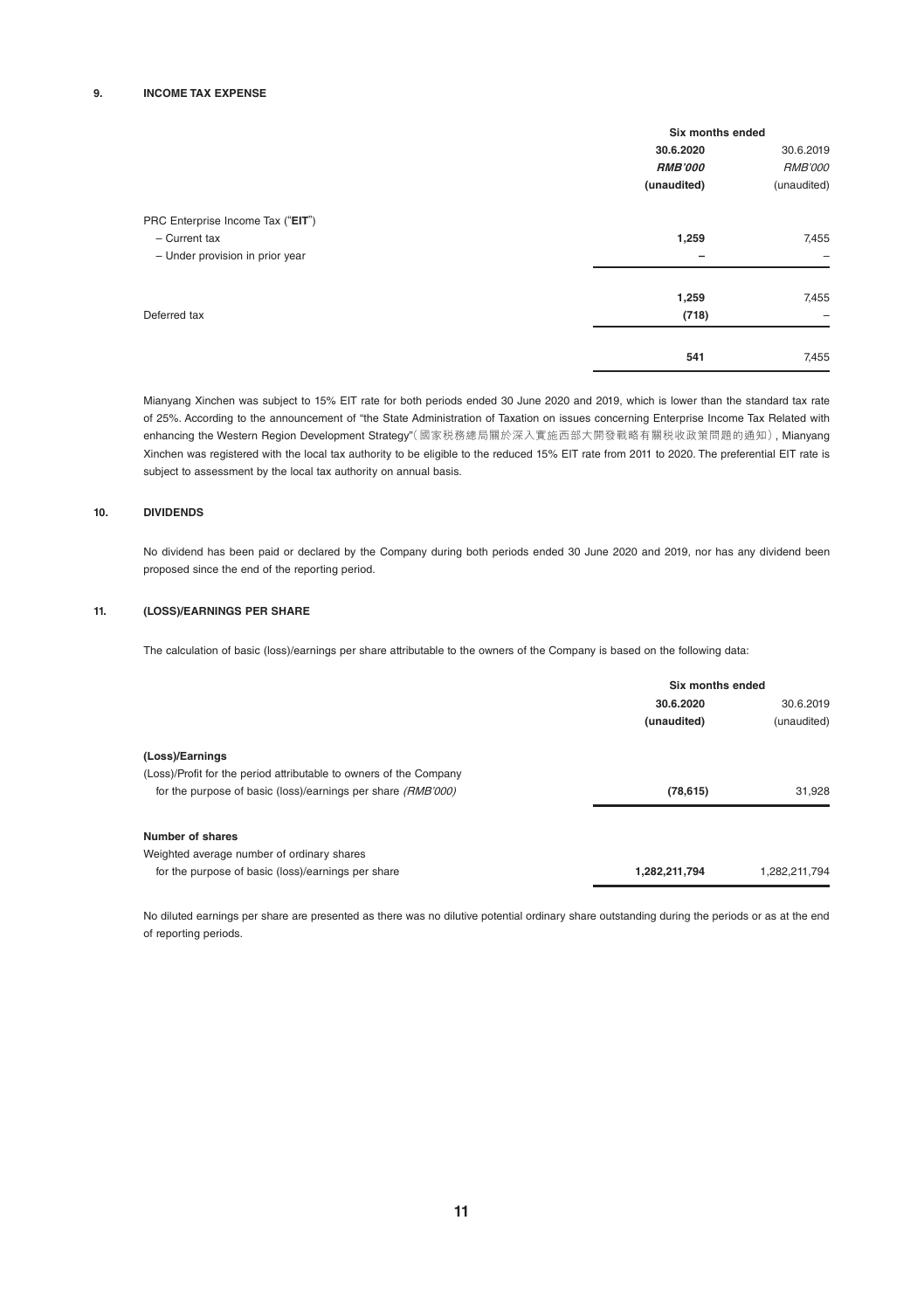## 9. INCOME TAX EXPENSE

| | Six months ended | |
|---|---|---|
| | **30.6.2020** | 30.6.2019 |
| | ***RMB'000*** | *RMB'000* |
| | **(unaudited)** | (unaudited) |
| PRC Enterprise Income Tax ("**EIT**") | | |
| – Current tax | **1,259** | 7,455 |
| – Under provision in prior year | **–** | – |
| | **1,259** | 7,455 |
| Deferred tax | **(718)** | – |
| | **541** | 7,455 |

Mianyang Xinchen was subject to 15% EIT rate for both periods ended 30 June 2020 and 2019, which is lower than the standard tax rate of 25%. According to the announcement of "the State Administration of Taxation on issues concerning Enterprise Income Tax Related with enhancing the Western Region Development Strategy"(國家稅務總局關於深入實施西部大開發戰略有關稅收政策問題的通知), Mianyang Xinchen was registered with the local tax authority to be eligible to the reduced 15% EIT rate from 2011 to 2020. The preferential EIT rate is subject to assessment by the local tax authority on annual basis.

## 10. DIVIDENDS

No dividend has been paid or declared by the Company during both periods ended 30 June 2020 and 2019, nor has any dividend been proposed since the end of the reporting period.

## 11. (LOSS)/EARNINGS PER SHARE

The calculation of basic (loss)/earnings per share attributable to the owners of the Company is based on the following data:

| | Six months ended | |
|---|---|---|
| | **30.6.2020** | 30.6.2019 |
| | **(unaudited)** | (unaudited) |
| **(Loss)/Earnings** | | |
| (Loss)/Profit for the period attributable to owners of the Company for the purpose of basic (loss)/earnings per share *(RMB'000)* | **(78,615)** | 31,928 |
| **Number of shares** | | |
| Weighted average number of ordinary shares for the purpose of basic (loss)/earnings per share | **1,282,211,794** | 1,282,211,794 |

No diluted earnings per share are presented as there was no dilutive potential ordinary share outstanding during the periods or as at the end of reporting periods.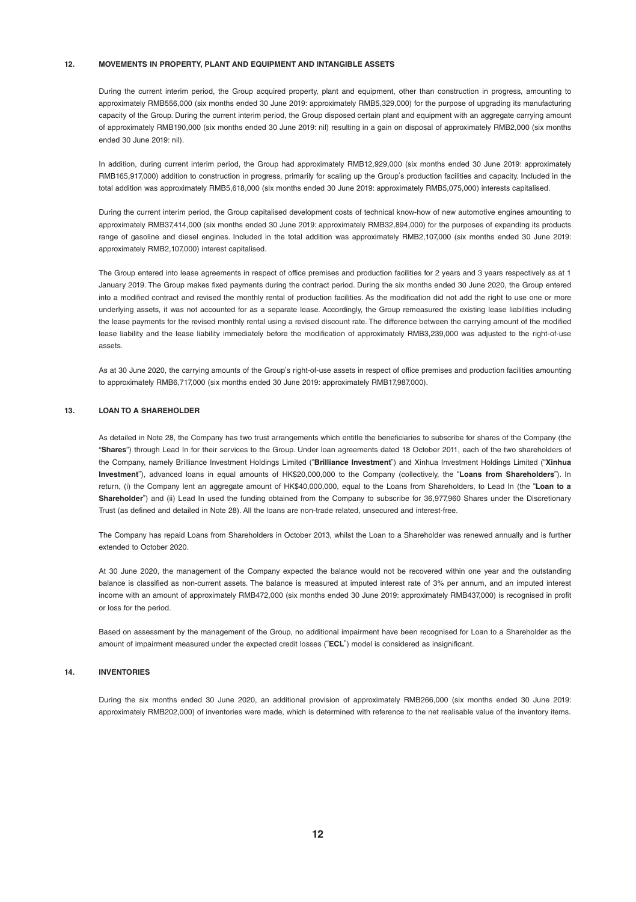## 12. MOVEMENTS IN PROPERTY, PLANT AND EQUIPMENT AND INTANGIBLE ASSETS

During the current interim period, the Group acquired property, plant and equipment, other than construction in progress, amounting to approximately RMB556,000 (six months ended 30 June 2019: approximately RMB5,329,000) for the purpose of upgrading its manufacturing capacity of the Group. During the current interim period, the Group disposed certain plant and equipment with an aggregate carrying amount of approximately RMB190,000 (six months ended 30 June 2019: nil) resulting in a gain on disposal of approximately RMB2,000 (six months ended 30 June 2019: nil).

In addition, during current interim period, the Group had approximately RMB12,929,000 (six months ended 30 June 2019: approximately RMB165,917,000) addition to construction in progress, primarily for scaling up the Group's production facilities and capacity. Included in the total addition was approximately RMB5,618,000 (six months ended 30 June 2019: approximately RMB5,075,000) interests capitalised.

During the current interim period, the Group capitalised development costs of technical know-how of new automotive engines amounting to approximately RMB37,414,000 (six months ended 30 June 2019: approximately RMB32,894,000) for the purposes of expanding its products range of gasoline and diesel engines. Included in the total addition was approximately RMB2,107,000 (six months ended 30 June 2019: approximately RMB2,107,000) interest capitalised.

The Group entered into lease agreements in respect of office premises and production facilities for 2 years and 3 years respectively as at 1 January 2019. The Group makes fixed payments during the contract period. During the six months ended 30 June 2020, the Group entered into a modified contract and revised the monthly rental of production facilities. As the modification did not add the right to use one or more underlying assets, it was not accounted for as a separate lease. Accordingly, the Group remeasured the existing lease liabilities including the lease payments for the revised monthly rental using a revised discount rate. The difference between the carrying amount of the modified lease liability and the lease liability immediately before the modification of approximately RMB3,239,000 was adjusted to the right-of-use assets.

As at 30 June 2020, the carrying amounts of the Group's right-of-use assets in respect of office premises and production facilities amounting to approximately RMB6,717,000 (six months ended 30 June 2019: approximately RMB17,987,000).

## 13. LOAN TO A SHAREHOLDER

As detailed in Note 28, the Company has two trust arrangements which entitle the beneficiaries to subscribe for shares of the Company (the "**Shares**") through Lead In for their services to the Group. Under loan agreements dated 18 October 2011, each of the two shareholders of the Company, namely Brilliance Investment Holdings Limited ("**Brilliance Investment**") and Xinhua Investment Holdings Limited ("**Xinhua Investment**"), advanced loans in equal amounts of HK$20,000,000 to the Company (collectively, the "**Loans from Shareholders**"). In return, (i) the Company lent an aggregate amount of HK$40,000,000, equal to the Loans from Shareholders, to Lead In (the "**Loan to a Shareholder**") and (ii) Lead In used the funding obtained from the Company to subscribe for 36,977,960 Shares under the Discretionary Trust (as defined and detailed in Note 28). All the loans are non-trade related, unsecured and interest-free.

The Company has repaid Loans from Shareholders in October 2013, whilst the Loan to a Shareholder was renewed annually and is further extended to October 2020.

At 30 June 2020, the management of the Company expected the balance would not be recovered within one year and the outstanding balance is classified as non-current assets. The balance is measured at imputed interest rate of 3% per annum, and an imputed interest income with an amount of approximately RMB472,000 (six months ended 30 June 2019: approximately RMB437,000) is recognised in profit or loss for the period.

Based on assessment by the management of the Group, no additional impairment have been recognised for Loan to a Shareholder as the amount of impairment measured under the expected credit losses ("**ECL**") model is considered as insignificant.

## 14. INVENTORIES

During the six months ended 30 June 2020, an additional provision of approximately RMB266,000 (six months ended 30 June 2019: approximately RMB202,000) of inventories were made, which is determined with reference to the net realisable value of the inventory items.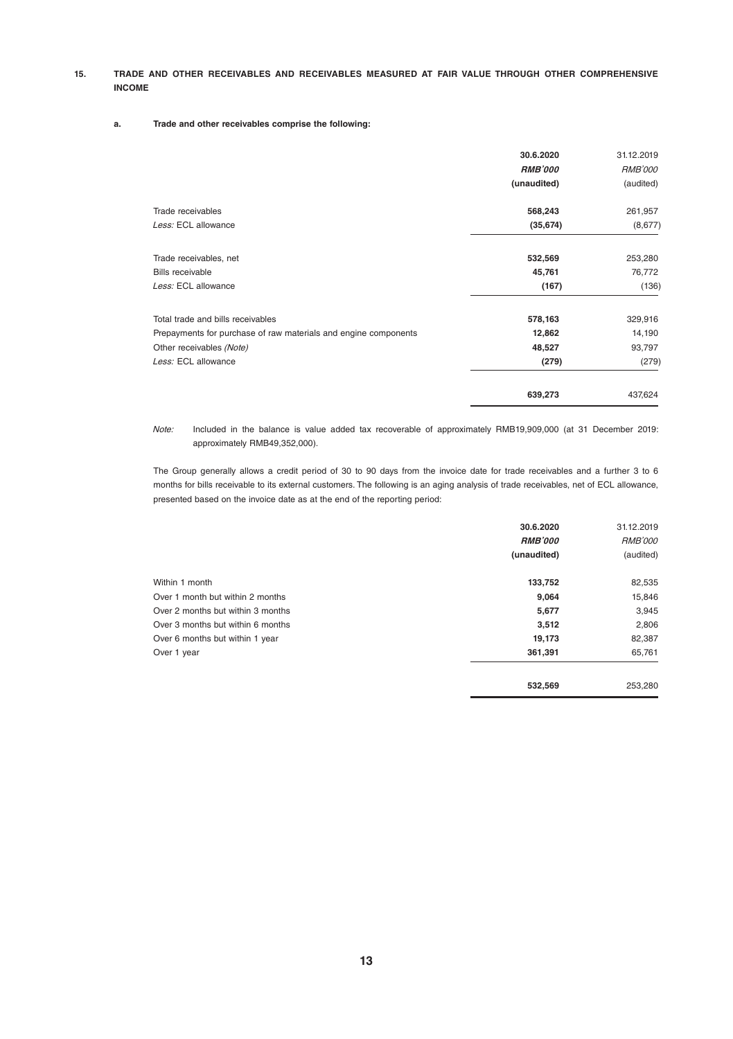## 15. TRADE AND OTHER RECEIVABLES AND RECEIVABLES MEASURED AT FAIR VALUE THROUGH OTHER COMPREHENSIVE INCOME

### a. Trade and other receivables comprise the following:

| | **30.6.2020** | 31.12.2019 |
|---|---|---|
| | ***RMB'000*** | *RMB'000* |
| | **(unaudited)** | (audited) |
| Trade receivables | **568,243** | 261,957 |
| *Less:* ECL allowance | **(35,674)** | (8,677) |
| Trade receivables, net | **532,569** | 253,280 |
| Bills receivable | **45,761** | 76,772 |
| *Less:* ECL allowance | **(167)** | (136) |
| Total trade and bills receivables | **578,163** | 329,916 |
| Prepayments for purchase of raw materials and engine components | **12,862** | 14,190 |
| Other receivables *(Note)* | **48,527** | 93,797 |
| *Less:* ECL allowance | **(279)** | (279) |
| | **639,273** | 437,624 |

*Note:* Included in the balance is value added tax recoverable of approximately RMB19,909,000 (at 31 December 2019: approximately RMB49,352,000).

The Group generally allows a credit period of 30 to 90 days from the invoice date for trade receivables and a further 3 to 6 months for bills receivable to its external customers. The following is an aging analysis of trade receivables, net of ECL allowance, presented based on the invoice date as at the end of the reporting period:

| | **30.6.2020** | 31.12.2019 |
|---|---|---|
| | ***RMB'000*** | *RMB'000* |
| | **(unaudited)** | (audited) |
| Within 1 month | **133,752** | 82,535 |
| Over 1 month but within 2 months | **9,064** | 15,846 |
| Over 2 months but within 3 months | **5,677** | 3,945 |
| Over 3 months but within 6 months | **3,512** | 2,806 |
| Over 6 months but within 1 year | **19,173** | 82,387 |
| Over 1 year | **361,391** | 65,761 |
| | **532,569** | 253,280 |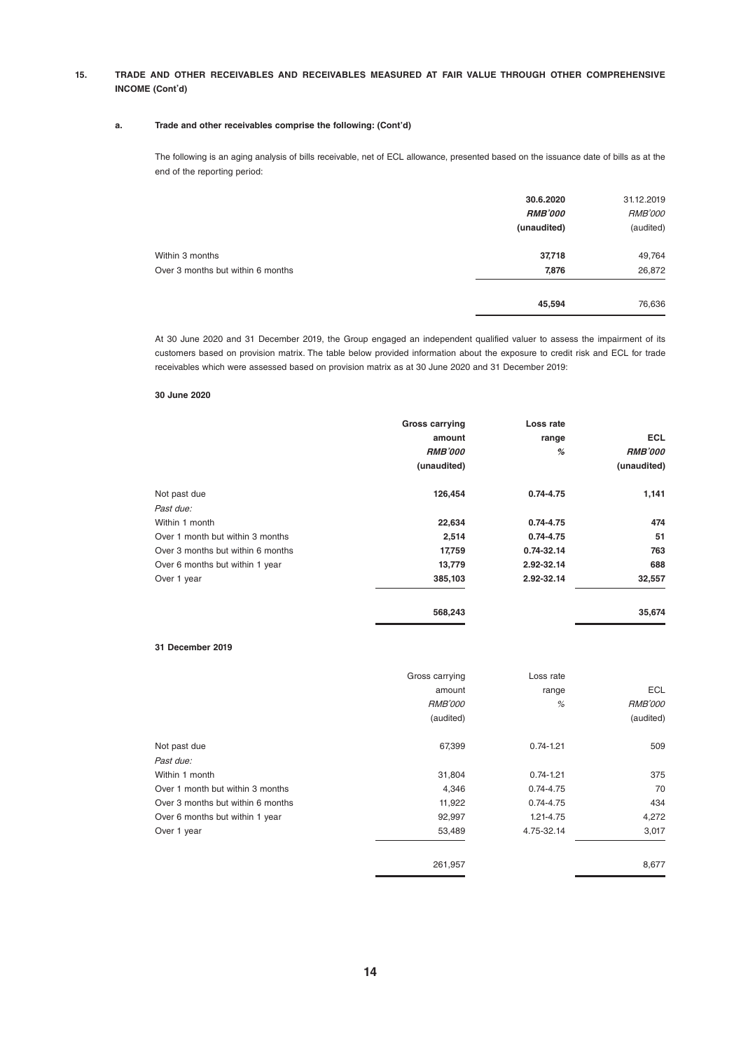## 15. TRADE AND OTHER RECEIVABLES AND RECEIVABLES MEASURED AT FAIR VALUE THROUGH OTHER COMPREHENSIVE INCOME (Cont'd)

### a. Trade and other receivables comprise the following: (Cont'd)

The following is an aging analysis of bills receivable, net of ECL allowance, presented based on the issuance date of bills as at the end of the reporting period:

| | **30.6.2020** | 31.12.2019 |
|---|---|---|
| | ***RMB'000*** | *RMB'000* |
| | **(unaudited)** | (audited) |
| Within 3 months | **37,718** | 49,764 |
| Over 3 months but within 6 months | **7,876** | 26,872 |
| | **45,594** | 76,636 |

At 30 June 2020 and 31 December 2019, the Group engaged an independent qualified valuer to assess the impairment of its customers based on provision matrix. The table below provided information about the exposure to credit risk and ECL for trade receivables which were assessed based on provision matrix as at 30 June 2020 and 31 December 2019:

**30 June 2020**

| | **Gross carrying amount** | **Loss rate range** | **ECL** |
|---|---|---|---|
| | ***RMB'000*** | ***%*** | ***RMB'000*** |
| | **(unaudited)** | | **(unaudited)** |
| Not past due | **126,454** | **0.74-4.75** | **1,141** |
| *Past due:* | | | |
| Within 1 month | **22,634** | **0.74-4.75** | **474** |
| Over 1 month but within 3 months | **2,514** | **0.74-4.75** | **51** |
| Over 3 months but within 6 months | **17,759** | **0.74-32.14** | **763** |
| Over 6 months but within 1 year | **13,779** | **2.92-32.14** | **688** |
| Over 1 year | **385,103** | **2.92-32.14** | **32,557** |
| | **568,243** | | **35,674** |

**31 December 2019**

| | Gross carrying amount | Loss rate range | ECL |
|---|---|---|---|
| | *RMB'000* | *%* | *RMB'000* |
| | (audited) | | (audited) |
| Not past due | 67,399 | 0.74-1.21 | 509 |
| *Past due:* | | | |
| Within 1 month | 31,804 | 0.74-1.21 | 375 |
| Over 1 month but within 3 months | 4,346 | 0.74-4.75 | 70 |
| Over 3 months but within 6 months | 11,922 | 0.74-4.75 | 434 |
| Over 6 months but within 1 year | 92,997 | 1.21-4.75 | 4,272 |
| Over 1 year | 53,489 | 4.75-32.14 | 3,017 |
| | 261,957 | | 8,677 |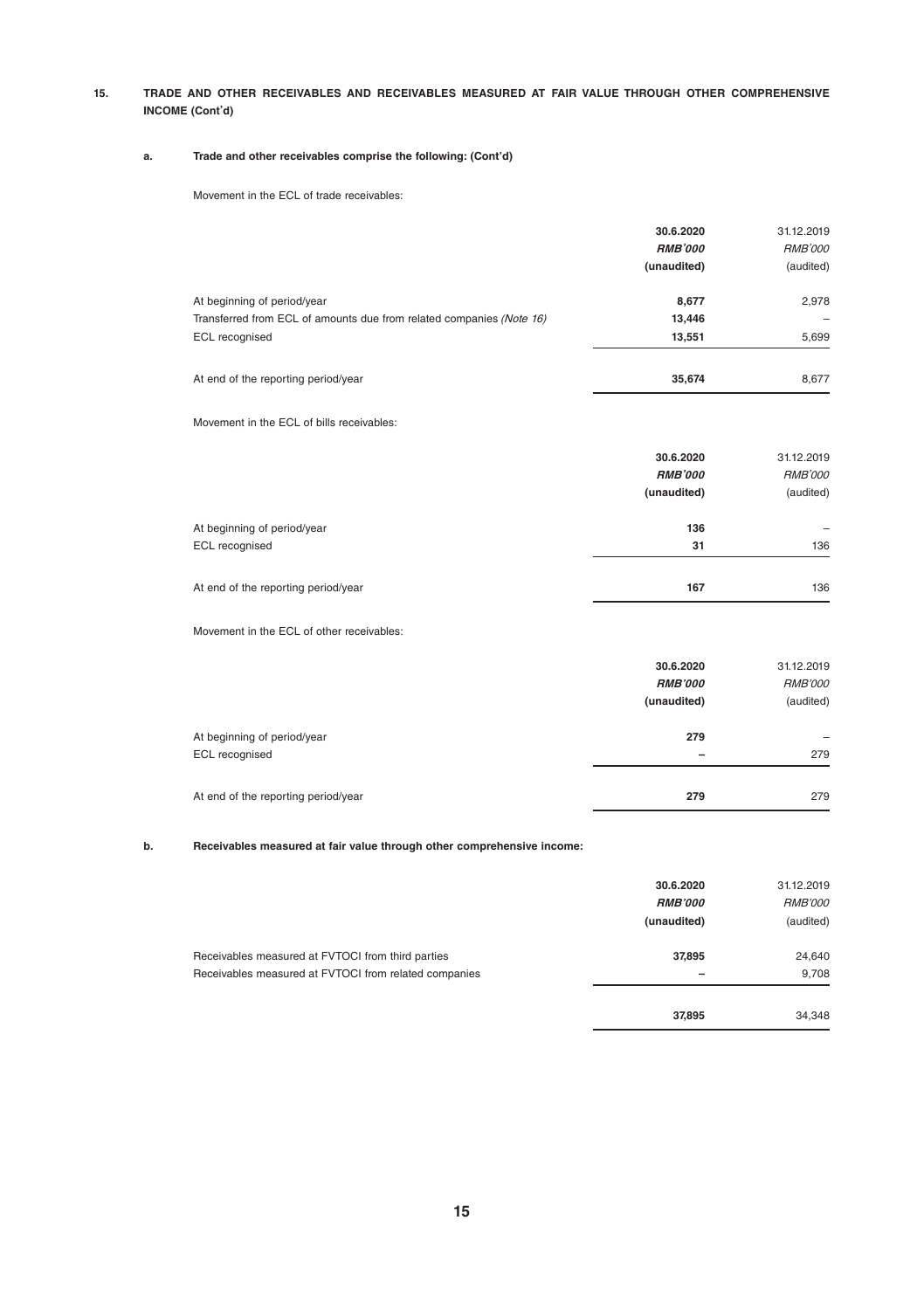## 15. TRADE AND OTHER RECEIVABLES AND RECEIVABLES MEASURED AT FAIR VALUE THROUGH OTHER COMPREHENSIVE INCOME (Cont'd)

### a. Trade and other receivables comprise the following: (Cont'd)

Movement in the ECL of trade receivables:

| | **30.6.2020** | 31.12.2019 |
|---|---|---|
| | ***RMB'000*** | *RMB'000* |
| | **(unaudited)** | (audited) |
| At beginning of period/year | **8,677** | 2,978 |
| Transferred from ECL of amounts due from related companies *(Note 16)* | **13,446** | – |
| ECL recognised | **13,551** | 5,699 |
| At end of the reporting period/year | **35,674** | 8,677 |

Movement in the ECL of bills receivables:

| | **30.6.2020** | 31.12.2019 |
|---|---|---|
| | ***RMB'000*** | *RMB'000* |
| | **(unaudited)** | (audited) |
| At beginning of period/year | **136** | – |
| ECL recognised | **31** | 136 |
| At end of the reporting period/year | **167** | 136 |

Movement in the ECL of other receivables:

| | **30.6.2020** | 31.12.2019 |
|---|---|---|
| | ***RMB'000*** | *RMB'000* |
| | **(unaudited)** | (audited) |
| At beginning of period/year | **279** | – |
| ECL recognised | **–** | 279 |
| At end of the reporting period/year | **279** | 279 |

### b. Receivables measured at fair value through other comprehensive income:

| | **30.6.2020** | 31.12.2019 |
|---|---|---|
| | ***RMB'000*** | *RMB'000* |
| | **(unaudited)** | (audited) |
| Receivables measured at FVTOCI from third parties | **37,895** | 24,640 |
| Receivables measured at FVTOCI from related companies | **–** | 9,708 |
| | **37,895** | 34,348 |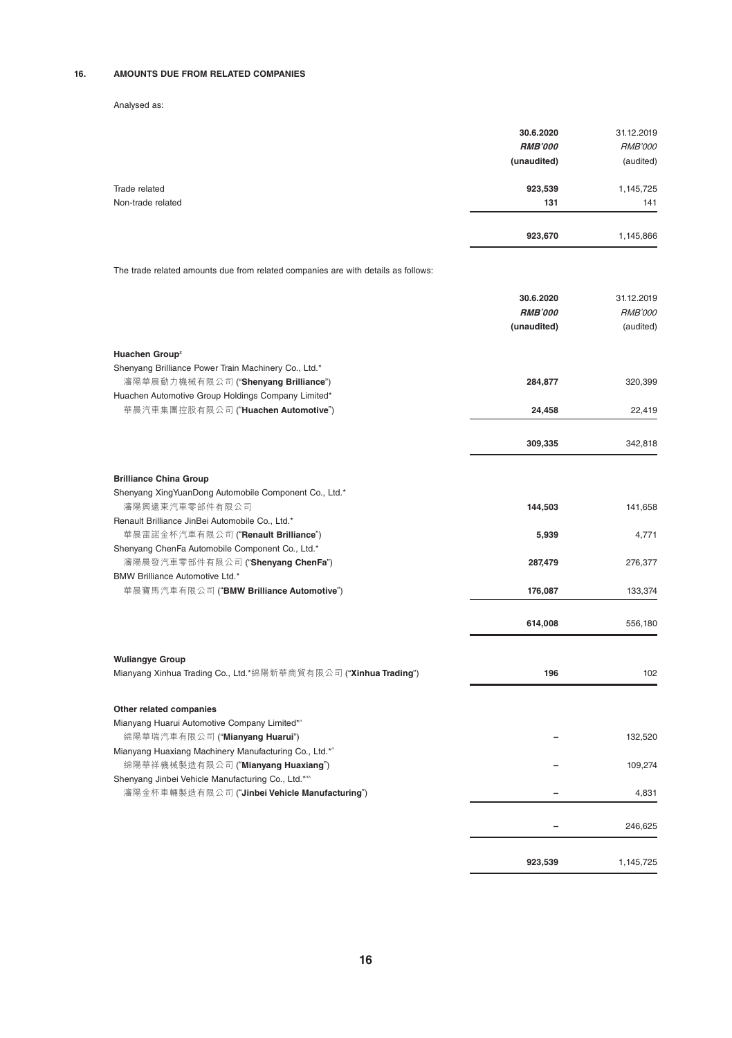## 16. AMOUNTS DUE FROM RELATED COMPANIES

Analysed as:

| | 30.6.2020 | 31.12.2019 |
|---|---|---|
| | ***RMB'000*** | *RMB'000* |
| | **(unaudited)** | (audited) |
| Trade related | **923,539** | 1,145,725 |
| Non-trade related | **131** | 141 |
| | **923,670** | 1,145,866 |

The trade related amounts due from related companies are with details as follows:

| | 30.6.2020 | 31.12.2019 |
|---|---|---|
| | ***RMB'000*** | *RMB'000* |
| | **(unaudited)** | (audited) |
| **Huachen Group**[#] | | |
| Shenyang Brilliance Power Train Machinery Co., Ltd.* 瀋陽華晨動力機械有限公司 ("**Shenyang Brilliance**") | **284,877** | 320,399 |
| Huachen Automotive Group Holdings Company Limited* 華晨汽車集團控股有限公司 ("**Huachen Automotive**") | **24,458** | 22,419 |
| | **309,335** | 342,818 |
| **Brilliance China Group** | | |
| Shenyang XingYuanDong Automobile Component Co., Ltd.* 瀋陽興遠東汽車零部件有限公司 | **144,503** | 141,658 |
| Renault Brilliance JinBei Automobile Co., Ltd.* 華晨雷諾金杯汽車有限公司 ("**Renault Brilliance**") | **5,939** | 4,771 |
| Shenyang ChenFa Automobile Component Co., Ltd.* 瀋陽晨發汽車零部件有限公司 ("**Shenyang ChenFa**") | **287,479** | 276,377 |
| BMW Brilliance Automotive Ltd.* 華晨寶馬汽車有限公司 ("**BMW Brilliance Automotive**") | **176,087** | 133,374 |
| | **614,008** | 556,180 |
| **Wuliangye Group** | | |
| Mianyang Xinhua Trading Co., Ltd.*綿陽新華商貿有限公司 ("**Xinhua Trading**") | **196** | 102 |
| **Other related companies** | | |
| Mianyang Huarui Automotive Company Limited*^ 綿陽華瑞汽車有限公司 ("**Mianyang Huarui**") | **–** | 132,520 |
| Mianyang Huaxiang Machinery Manufacturing Co., Ltd.*^ 綿陽華祥機械製造有限公司 ("**Mianyang Huaxiang**") | **–** | 109,274 |
| Shenyang Jinbei Vehicle Manufacturing Co., Ltd.*^^ 瀋陽金杯車輛製造有限公司 ("**Jinbei Vehicle Manufacturing**") | **–** | 4,831 |
| | **–** | 246,625 |
| | **923,539** | 1,145,725 |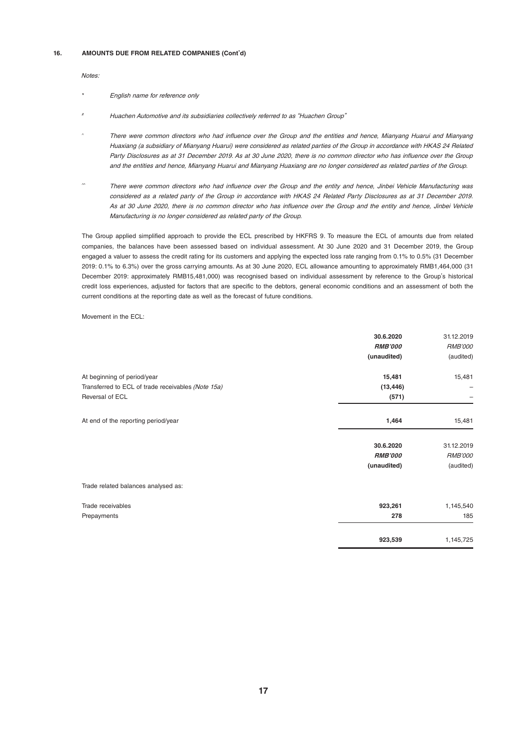## 16. AMOUNTS DUE FROM RELATED COMPANIES (Cont'd)

*Notes:*

\* *English name for reference only*

\# *Huachen Automotive and its subsidiaries collectively referred to as "Huachen Group"*

^ *There were common directors who had influence over the Group and the entities and hence, Mianyang Huarui and Mianyang Huaxiang (a subsidiary of Mianyang Huarui) were considered as related parties of the Group in accordance with HKAS 24 Related Party Disclosures as at 31 December 2019. As at 30 June 2020, there is no common director who has influence over the Group and the entities and hence, Mianyang Huarui and Mianyang Huaxiang are no longer considered as related parties of the Group.*

^^ *There were common directors who had influence over the Group and the entity and hence, Jinbei Vehicle Manufacturing was considered as a related party of the Group in accordance with HKAS 24 Related Party Disclosures as at 31 December 2019. As at 30 June 2020, there is no common director who has influence over the Group and the entity and hence, Jinbei Vehicle Manufacturing is no longer considered as related party of the Group.*

The Group applied simplified approach to provide the ECL prescribed by HKFRS 9. To measure the ECL of amounts due from related companies, the balances have been assessed based on individual assessment. At 30 June 2020 and 31 December 2019, the Group engaged a valuer to assess the credit rating for its customers and applying the expected loss rate ranging from 0.1% to 0.5% (31 December 2019: 0.1% to 6.3%) over the gross carrying amounts. As at 30 June 2020, ECL allowance amounting to approximately RMB1,464,000 (31 December 2019: approximately RMB15,481,000) was recognised based on individual assessment by reference to the Group's historical credit loss experiences, adjusted for factors that are specific to the debtors, general economic conditions and an assessment of both the current conditions at the reporting date as well as the forecast of future conditions.

Movement in the ECL:

| | **30.6.2020** | 31.12.2019 |
|---|---|---|
| | ***RMB'000*** | *RMB'000* |
| | **(unaudited)** | (audited) |
| At beginning of period/year | **15,481** | 15,481 |
| Transferred to ECL of trade receivables *(Note 15a)* | **(13,446)** | – |
| Reversal of ECL | **(571)** | – |
| At end of the reporting period/year | **1,464** | 15,481 |

| | **30.6.2020** | 31.12.2019 |
|---|---|---|
| | ***RMB'000*** | *RMB'000* |
| | **(unaudited)** | (audited) |
| Trade related balances analysed as: | | |
| Trade receivables | **923,261** | 1,145,540 |
| Prepayments | **278** | 185 |
| | **923,539** | 1,145,725 |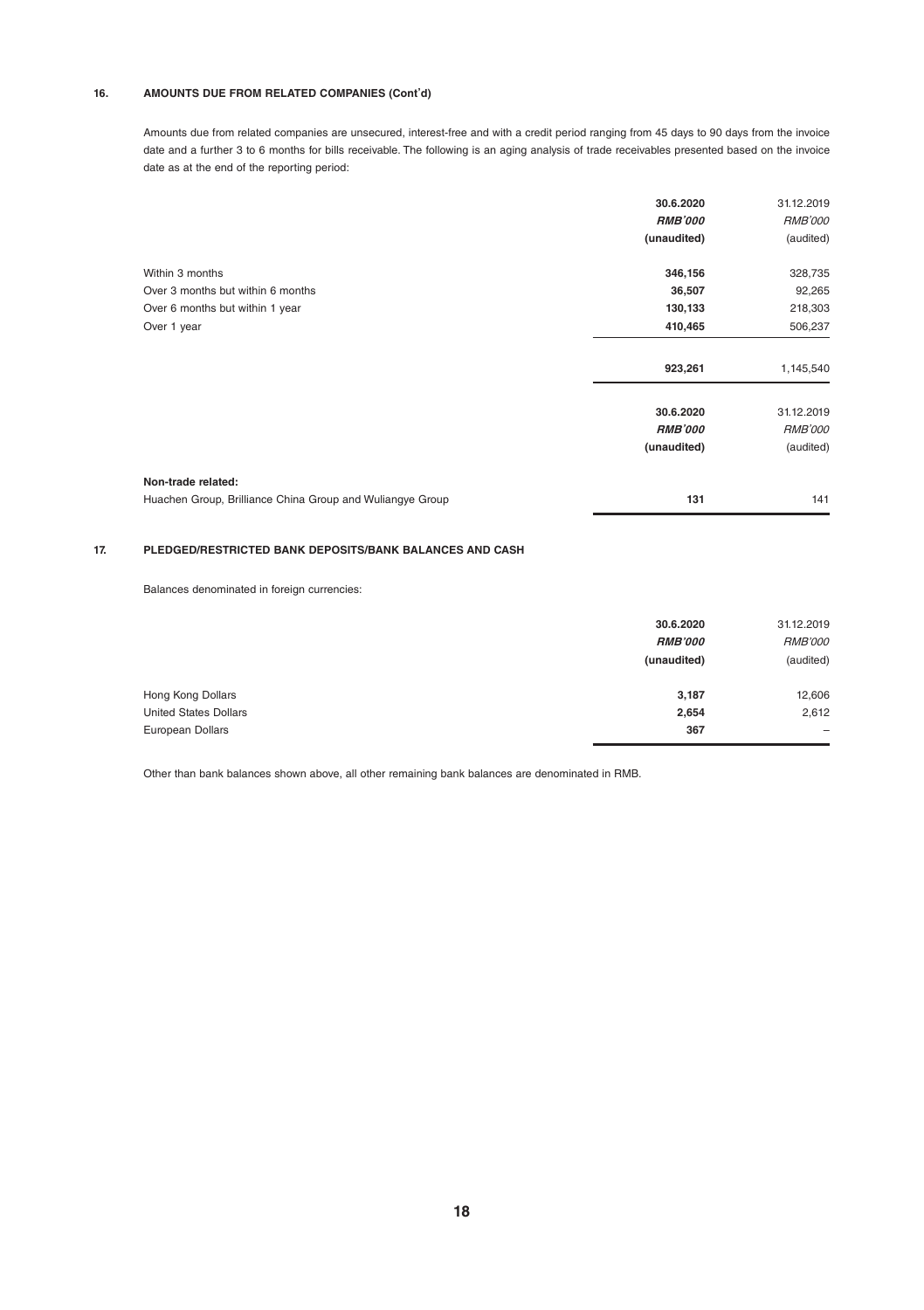## 16. AMOUNTS DUE FROM RELATED COMPANIES (Cont'd)

Amounts due from related companies are unsecured, interest-free and with a credit period ranging from 45 days to 90 days from the invoice date and a further 3 to 6 months for bills receivable. The following is an aging analysis of trade receivables presented based on the invoice date as at the end of the reporting period:

| | **30.6.2020** | 31.12.2019 |
|---|---|---|
| | ***RMB'000*** | *RMB'000* |
| | **(unaudited)** | (audited) |
| Within 3 months | **346,156** | 328,735 |
| Over 3 months but within 6 months | **36,507** | 92,265 |
| Over 6 months but within 1 year | **130,133** | 218,303 |
| Over 1 year | **410,465** | 506,237 |
| | **923,261** | 1,145,540 |

| | **30.6.2020** | 31.12.2019 |
|---|---|---|
| | ***RMB'000*** | *RMB'000* |
| | **(unaudited)** | (audited) |
| **Non-trade related:** | | |
| Huachen Group, Brilliance China Group and Wuliangye Group | **131** | 141 |

## 17. PLEDGED/RESTRICTED BANK DEPOSITS/BANK BALANCES AND CASH

Balances denominated in foreign currencies:

| | **30.6.2020** | 31.12.2019 |
|---|---|---|
| | ***RMB'000*** | *RMB'000* |
| | **(unaudited)** | (audited) |
| Hong Kong Dollars | **3,187** | 12,606 |
| United States Dollars | **2,654** | 2,612 |
| European Dollars | **367** | – |

Other than bank balances shown above, all other remaining bank balances are denominated in RMB.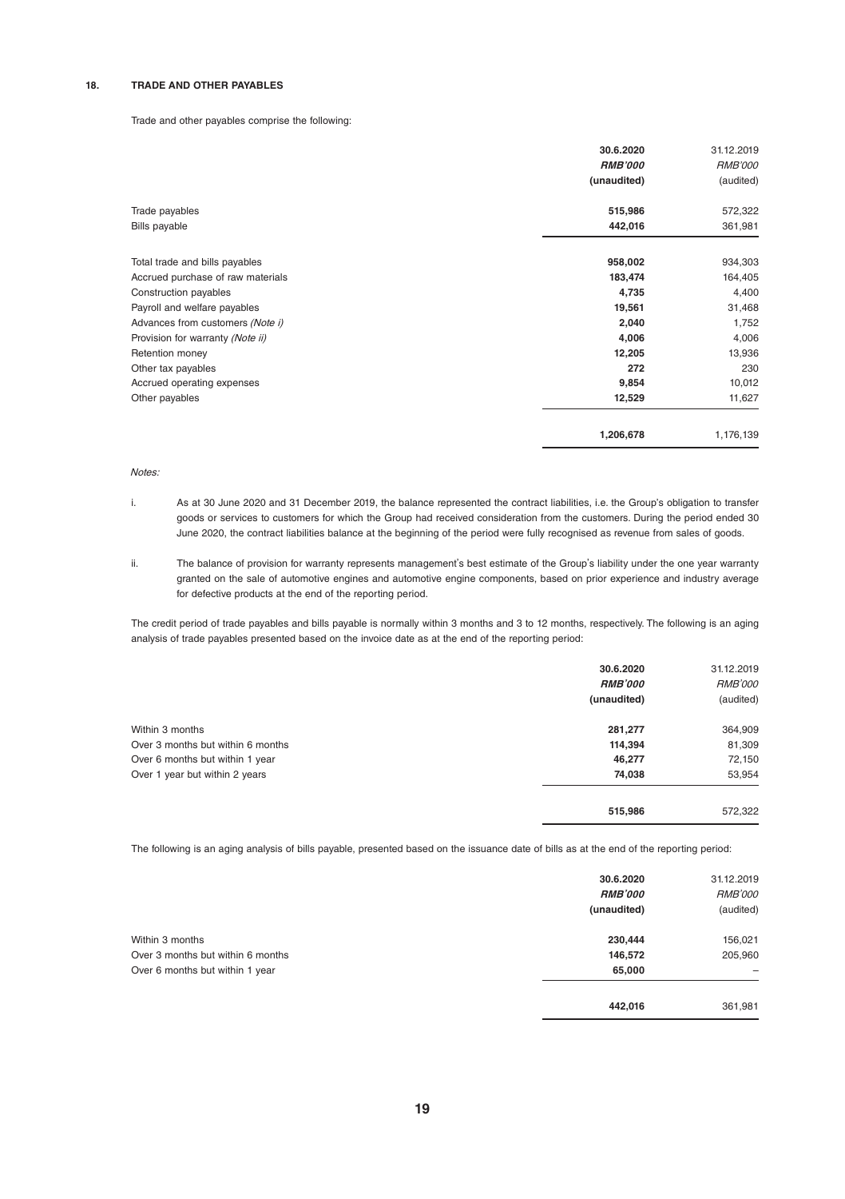## 18. TRADE AND OTHER PAYABLES

Trade and other payables comprise the following:

| | 30.6.2020 | 31.12.2019 |
|---|---|---|
| | ***RMB'000*** | *RMB'000* |
| | **(unaudited)** | (audited) |
| Trade payables | **515,986** | 572,322 |
| Bills payable | **442,016** | 361,981 |
| Total trade and bills payables | **958,002** | 934,303 |
| Accrued purchase of raw materials | **183,474** | 164,405 |
| Construction payables | **4,735** | 4,400 |
| Payroll and welfare payables | **19,561** | 31,468 |
| Advances from customers *(Note i)* | **2,040** | 1,752 |
| Provision for warranty *(Note ii)* | **4,006** | 4,006 |
| Retention money | **12,205** | 13,936 |
| Other tax payables | **272** | 230 |
| Accrued operating expenses | **9,854** | 10,012 |
| Other payables | **12,529** | 11,627 |
| | **1,206,678** | 1,176,139 |

*Notes:*

i. As at 30 June 2020 and 31 December 2019, the balance represented the contract liabilities, i.e. the Group's obligation to transfer goods or services to customers for which the Group had received consideration from the customers. During the period ended 30 June 2020, the contract liabilities balance at the beginning of the period were fully recognised as revenue from sales of goods.

ii. The balance of provision for warranty represents management's best estimate of the Group's liability under the one year warranty granted on the sale of automotive engines and automotive engine components, based on prior experience and industry average for defective products at the end of the reporting period.

The credit period of trade payables and bills payable is normally within 3 months and 3 to 12 months, respectively. The following is an aging analysis of trade payables presented based on the invoice date as at the end of the reporting period:

| | 30.6.2020 | 31.12.2019 |
|---|---|---|
| | ***RMB'000*** | *RMB'000* |
| | **(unaudited)** | (audited) |
| Within 3 months | **281,277** | 364,909 |
| Over 3 months but within 6 months | **114,394** | 81,309 |
| Over 6 months but within 1 year | **46,277** | 72,150 |
| Over 1 year but within 2 years | **74,038** | 53,954 |
| | **515,986** | 572,322 |

The following is an aging analysis of bills payable, presented based on the issuance date of bills as at the end of the reporting period:

| | 30.6.2020 | 31.12.2019 |
|---|---|---|
| | ***RMB'000*** | *RMB'000* |
| | **(unaudited)** | (audited) |
| Within 3 months | **230,444** | 156,021 |
| Over 3 months but within 6 months | **146,572** | 205,960 |
| Over 6 months but within 1 year | **65,000** | – |
| | **442,016** | 361,981 |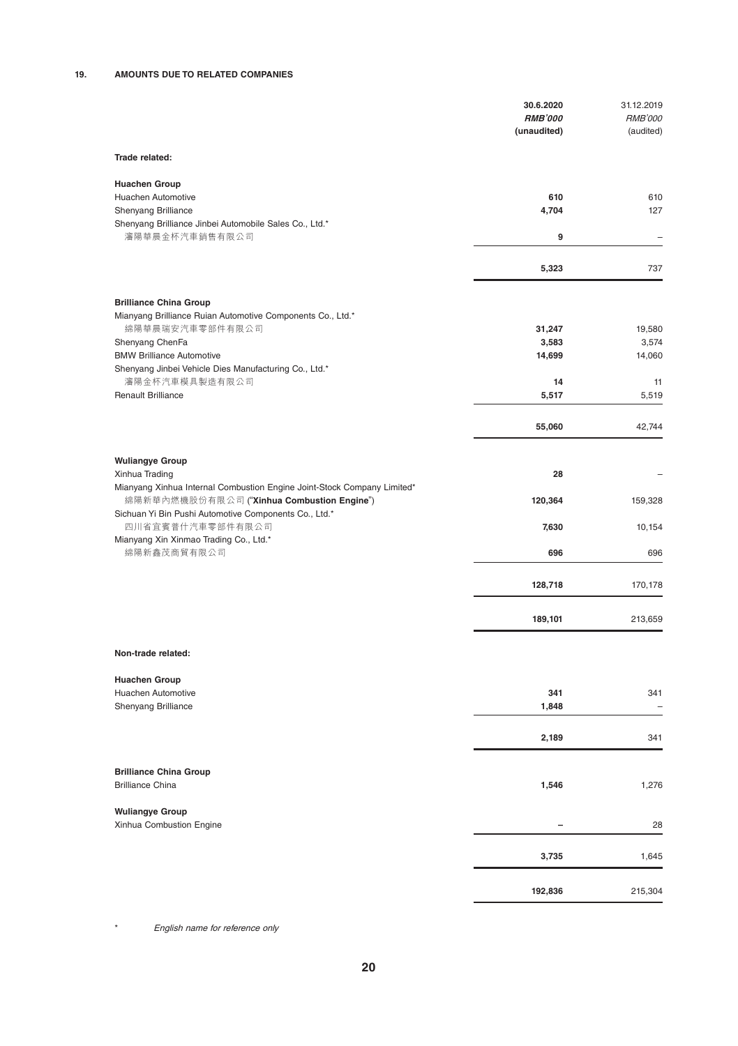## 19. AMOUNTS DUE TO RELATED COMPANIES

| | 30.6.2020 | 31.12.2019 |
|---|---|---|
| | ***RMB'000*** | *RMB'000* |
| | **(unaudited)** | (audited) |
| **Trade related:** | | |
| **Huachen Group** | | |
| Huachen Automotive | **610** | 610 |
| Shenyang Brilliance | **4,704** | 127 |
| Shenyang Brilliance Jinbei Automobile Sales Co., Ltd.* 瀋陽華晨金杯汽車銷售有限公司 | **9** | – |
| | **5,323** | 737 |
| **Brilliance China Group** | | |
| Mianyang Brilliance Ruian Automotive Components Co., Ltd.* 綿陽華晨瑞安汽車零部件有限公司 | **31,247** | 19,580 |
| Shenyang ChenFa | **3,583** | 3,574 |
| BMW Brilliance Automotive | **14,699** | 14,060 |
| Shenyang Jinbei Vehicle Dies Manufacturing Co., Ltd.* 瀋陽金杯汽車模具製造有限公司 | **14** | 11 |
| Renault Brilliance | **5,517** | 5,519 |
| | **55,060** | 42,744 |
| **Wuliangye Group** | | |
| Xinhua Trading | **28** | – |
| Mianyang Xinhua Internal Combustion Engine Joint-Stock Company Limited* 綿陽新華內燃機股份有限公司 ("**Xinhua Combustion Engine**") | **120,364** | 159,328 |
| Sichuan Yi Bin Pushi Automotive Components Co., Ltd.* 四川省宜賓普什汽車零部件有限公司 | **7,630** | 10,154 |
| Mianyang Xin Xinmao Trading Co., Ltd.* 綿陽新鑫茂商貿有限公司 | **696** | 696 |
| | **128,718** | 170,178 |
| | **189,101** | 213,659 |
| **Non-trade related:** | | |
| **Huachen Group** | | |
| Huachen Automotive | **341** | 341 |
| Shenyang Brilliance | **1,848** | – |
| | **2,189** | 341 |
| **Brilliance China Group** | | |
| Brilliance China | **1,546** | 1,276 |
| **Wuliangye Group** | | |
| Xinhua Combustion Engine | **–** | 28 |
| | **3,735** | 1,645 |
| | **192,836** | 215,304 |

\* *English name for reference only*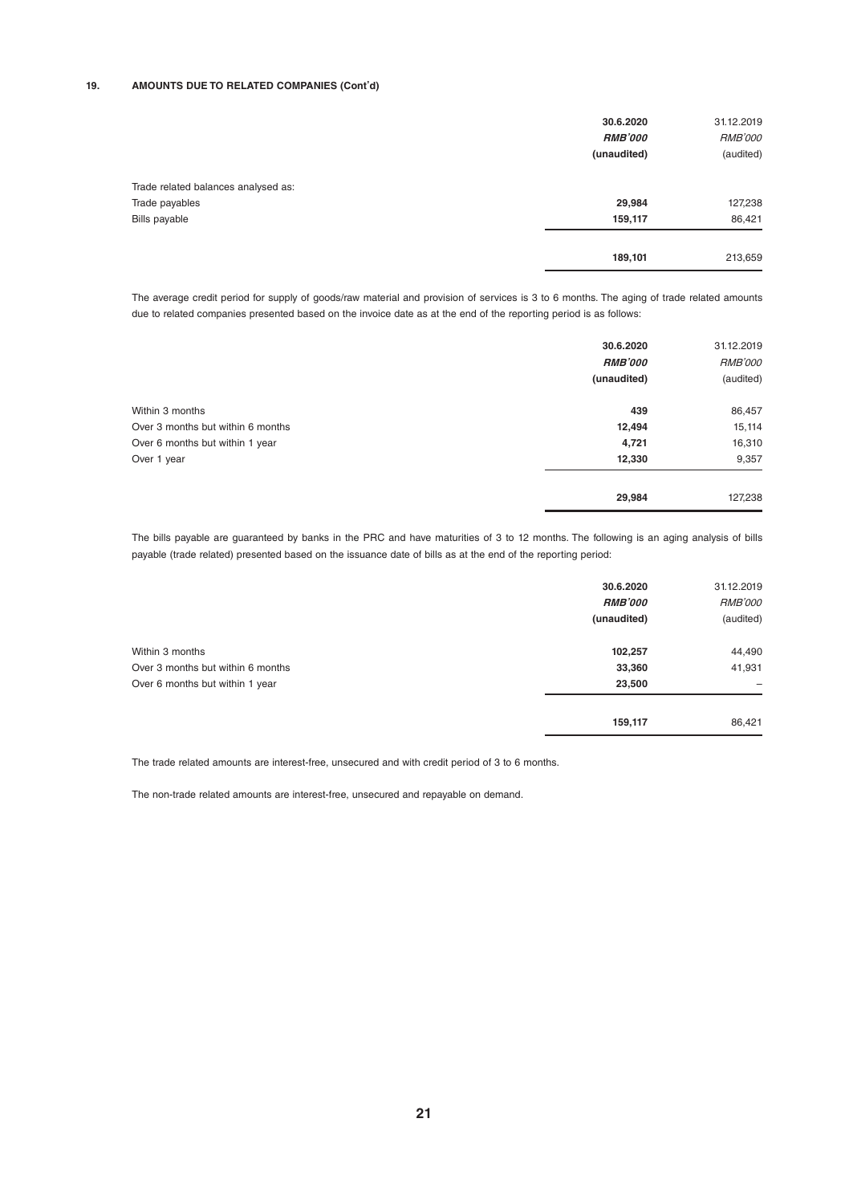## 19. AMOUNTS DUE TO RELATED COMPANIES (Cont'd)

| | 30.6.2020 | 31.12.2019 |
|---|---|---|
| | ***RMB'000*** | *RMB'000* |
| | **(unaudited)** | (audited) |
| Trade related balances analysed as: | | |
| Trade payables | **29,984** | 127,238 |
| Bills payable | **159,117** | 86,421 |
| | **189,101** | 213,659 |

The average credit period for supply of goods/raw material and provision of services is 3 to 6 months. The aging of trade related amounts due to related companies presented based on the invoice date as at the end of the reporting period is as follows:

| | 30.6.2020 | 31.12.2019 |
|---|---|---|
| | ***RMB'000*** | *RMB'000* |
| | **(unaudited)** | (audited) |
| Within 3 months | **439** | 86,457 |
| Over 3 months but within 6 months | **12,494** | 15,114 |
| Over 6 months but within 1 year | **4,721** | 16,310 |
| Over 1 year | **12,330** | 9,357 |
| | **29,984** | 127,238 |

The bills payable are guaranteed by banks in the PRC and have maturities of 3 to 12 months. The following is an aging analysis of bills payable (trade related) presented based on the issuance date of bills as at the end of the reporting period:

| | 30.6.2020 | 31.12.2019 |
|---|---|---|
| | ***RMB'000*** | *RMB'000* |
| | **(unaudited)** | (audited) |
| Within 3 months | **102,257** | 44,490 |
| Over 3 months but within 6 months | **33,360** | 41,931 |
| Over 6 months but within 1 year | **23,500** | – |
| | **159,117** | 86,421 |

The trade related amounts are interest-free, unsecured and with credit period of 3 to 6 months.

The non-trade related amounts are interest-free, unsecured and repayable on demand.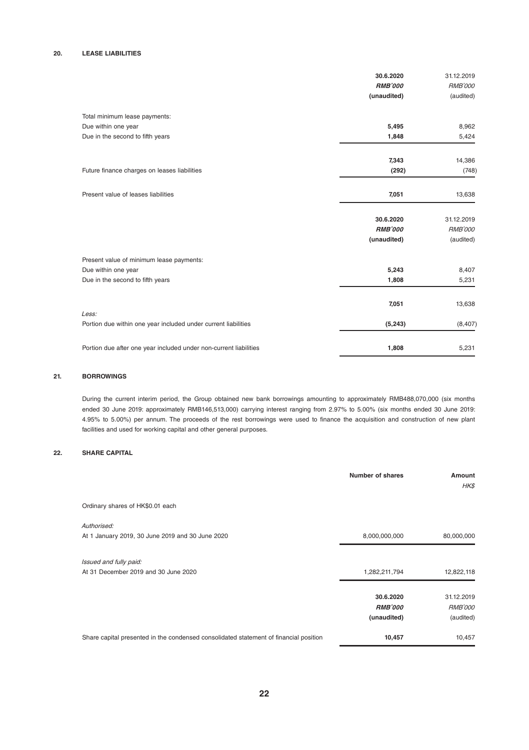## 20. LEASE LIABILITIES

| | 30.6.2020 | 31.12.2019 |
|---|---|---|
| | ***RMB'000*** | *RMB'000* |
| | **(unaudited)** | (audited) |
| Total minimum lease payments: | | |
| Due within one year | **5,495** | 8,962 |
| Due in the second to fifth years | **1,848** | 5,424 |
| | **7,343** | 14,386 |
| Future finance charges on leases liabilities | **(292)** | (748) |
| Present value of leases liabilities | **7,051** | 13,638 |

| | 30.6.2020 | 31.12.2019 |
|---|---|---|
| | ***RMB'000*** | *RMB'000* |
| | **(unaudited)** | (audited) |
| Present value of minimum lease payments: | | |
| Due within one year | **5,243** | 8,407 |
| Due in the second to fifth years | **1,808** | 5,231 |
| | **7,051** | 13,638 |
| *Less:* | | |
| Portion due within one year included under current liabilities | **(5,243)** | (8,407) |
| Portion due after one year included under non-current liabilities | **1,808** | 5,231 |

## 21. BORROWINGS

During the current interim period, the Group obtained new bank borrowings amounting to approximately RMB488,070,000 (six months ended 30 June 2019: approximately RMB146,513,000) carrying interest ranging from 2.97% to 5.00% (six months ended 30 June 2019: 4.95% to 5.00%) per annum. The proceeds of the rest borrowings were used to finance the acquisition and construction of new plant facilities and used for working capital and other general purposes.

## 22. SHARE CAPITAL

| | Number of shares | Amount |
|---|---|---|
| | | *HK$* |
| Ordinary shares of HK$0.01 each | | |
| *Authorised:* | | |
| At 1 January 2019, 30 June 2019 and 30 June 2020 | 8,000,000,000 | 80,000,000 |
| *Issued and fully paid:* | | |
| At 31 December 2019 and 30 June 2020 | 1,282,211,794 | 12,822,118 |

| | 30.6.2020 | 31.12.2019 |
|---|---|---|
| | ***RMB'000*** | *RMB'000* |
| | **(unaudited)** | (audited) |
| Share capital presented in the condensed consolidated statement of financial position | **10,457** | 10,457 |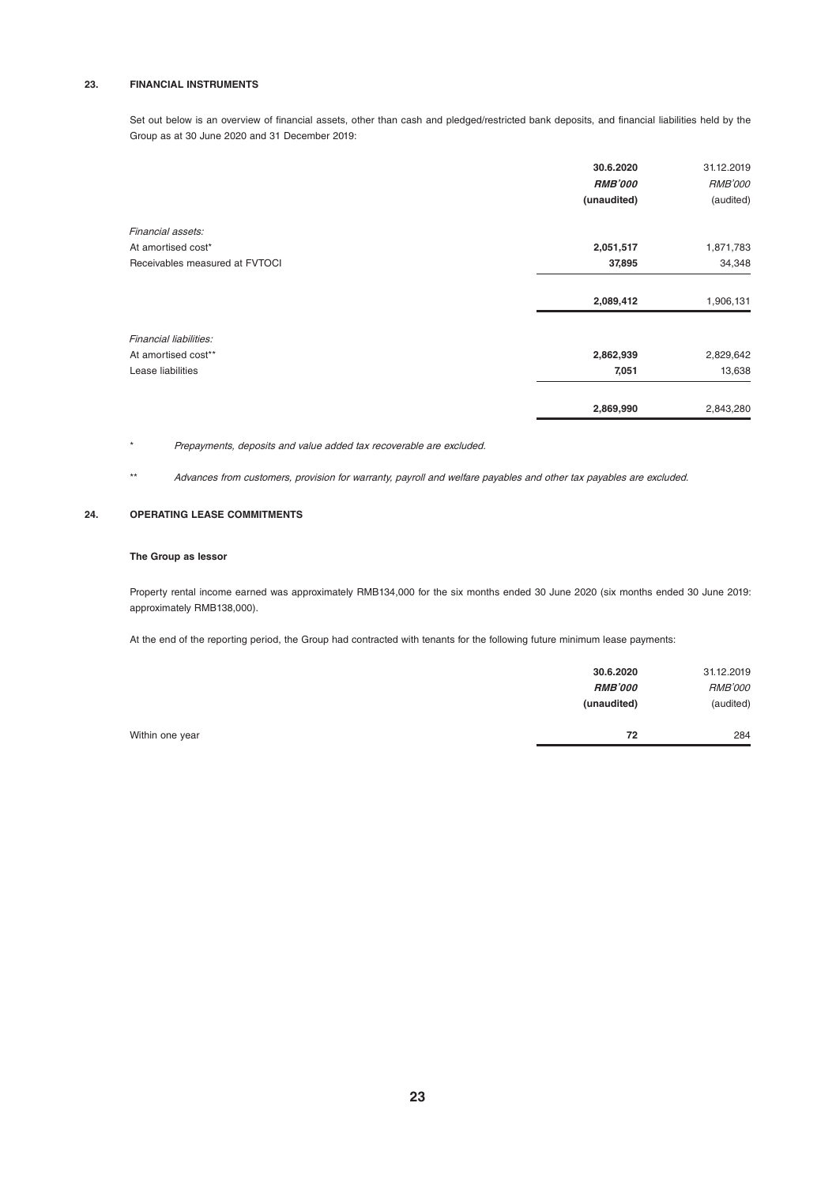## 23. FINANCIAL INSTRUMENTS

Set out below is an overview of financial assets, other than cash and pledged/restricted bank deposits, and financial liabilities held by the Group as at 30 June 2020 and 31 December 2019:

| | **30.6.2020** | 31.12.2019 |
|---|---|---|
| | ***RMB'000*** | *RMB'000* |
| | **(unaudited)** | (audited) |
| *Financial assets:* | | |
| At amortised cost* | **2,051,517** | 1,871,783 |
| Receivables measured at FVTOCI | **37,895** | 34,348 |
| | **2,089,412** | 1,906,131 |
| *Financial liabilities:* | | |
| At amortised cost** | **2,862,939** | 2,829,642 |
| Lease liabilities | **7,051** | 13,638 |
| | **2,869,990** | 2,843,280 |

\* *Prepayments, deposits and value added tax recoverable are excluded.*

\** *Advances from customers, provision for warranty, payroll and welfare payables and other tax payables are excluded.*

## 24. OPERATING LEASE COMMITMENTS

### The Group as lessor

Property rental income earned was approximately RMB134,000 for the six months ended 30 June 2020 (six months ended 30 June 2019: approximately RMB138,000).

At the end of the reporting period, the Group had contracted with tenants for the following future minimum lease payments:

| | **30.6.2020** | 31.12.2019 |
|---|---|---|
| | ***RMB'000*** | *RMB'000* |
| | **(unaudited)** | (audited) |
| Within one year | **72** | 284 |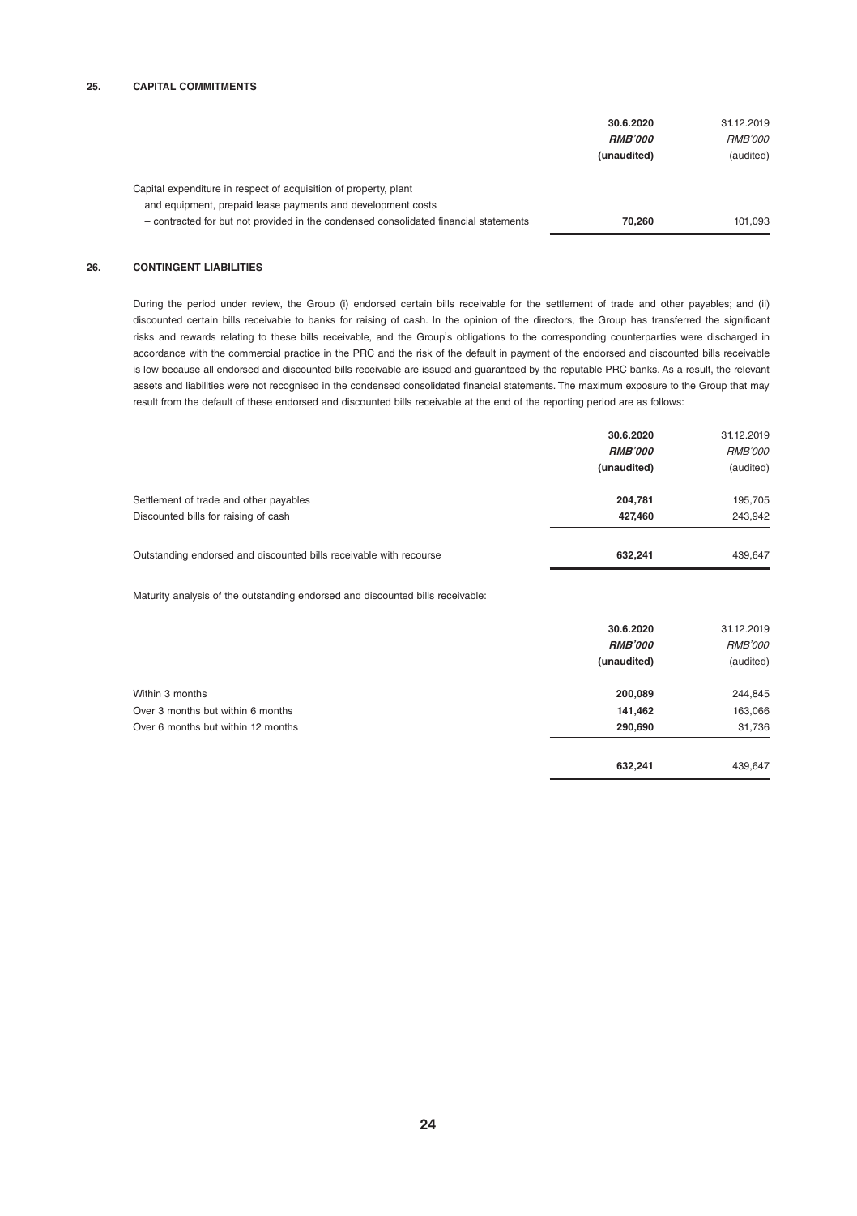## 25. CAPITAL COMMITMENTS

| | 30.6.2020<br>***RMB'000***<br>**(unaudited)** | 31.12.2019<br>*RMB'000*<br>(audited) |
|---|---|---|
| Capital expenditure in respect of acquisition of property, plant and equipment, prepaid lease payments and development costs – contracted for but not provided in the condensed consolidated financial statements | **70,260** | 101,093 |

## 26. CONTINGENT LIABILITIES

During the period under review, the Group (i) endorsed certain bills receivable for the settlement of trade and other payables; and (ii) discounted certain bills receivable to banks for raising of cash. In the opinion of the directors, the Group has transferred the significant risks and rewards relating to these bills receivable, and the Group's obligations to the corresponding counterparties were discharged in accordance with the commercial practice in the PRC and the risk of the default in payment of the endorsed and discounted bills receivable is low because all endorsed and discounted bills receivable are issued and guaranteed by the reputable PRC banks. As a result, the relevant assets and liabilities were not recognised in the condensed consolidated financial statements. The maximum exposure to the Group that may result from the default of these endorsed and discounted bills receivable at the end of the reporting period are as follows:

| | 30.6.2020<br>***RMB'000***<br>**(unaudited)** | 31.12.2019<br>*RMB'000*<br>(audited) |
|---|---|---|
| Settlement of trade and other payables | **204,781** | 195,705 |
| Discounted bills for raising of cash | **427,460** | 243,942 |
| Outstanding endorsed and discounted bills receivable with recourse | **632,241** | 439,647 |

Maturity analysis of the outstanding endorsed and discounted bills receivable:

| | 30.6.2020<br>***RMB'000***<br>**(unaudited)** | 31.12.2019<br>*RMB'000*<br>(audited) |
|---|---|---|
| Within 3 months | **200,089** | 244,845 |
| Over 3 months but within 6 months | **141,462** | 163,066 |
| Over 6 months but within 12 months | **290,690** | 31,736 |
| | **632,241** | 439,647 |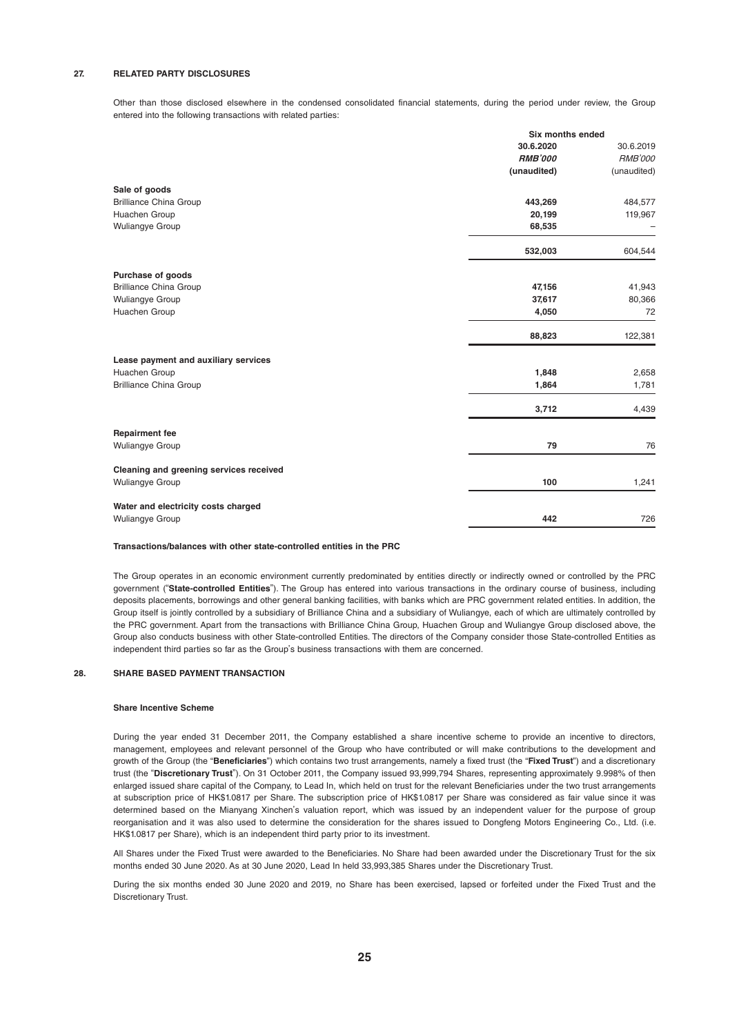## 27. RELATED PARTY DISCLOSURES

Other than those disclosed elsewhere in the condensed consolidated financial statements, during the period under review, the Group entered into the following transactions with related parties:

| | Six months ended | |
|---|---|---|
| | **30.6.2020** | 30.6.2019 |
| | ***RMB'000*** | *RMB'000* |
| | **(unaudited)** | (unaudited) |
| **Sale of goods** | | |
| Brilliance China Group | **443,269** | 484,577 |
| Huachen Group | **20,199** | 119,967 |
| Wuliangye Group | **68,535** | – |
| | **532,003** | 604,544 |
| **Purchase of goods** | | |
| Brilliance China Group | **47,156** | 41,943 |
| Wuliangye Group | **37,617** | 80,366 |
| Huachen Group | **4,050** | 72 |
| | **88,823** | 122,381 |
| **Lease payment and auxiliary services** | | |
| Huachen Group | **1,848** | 2,658 |
| Brilliance China Group | **1,864** | 1,781 |
| | **3,712** | 4,439 |
| **Repairment fee** | | |
| Wuliangye Group | **79** | 76 |
| **Cleaning and greening services received** | | |
| Wuliangye Group | **100** | 1,241 |
| **Water and electricity costs charged** | | |
| Wuliangye Group | **442** | 726 |

### Transactions/balances with other state-controlled entities in the PRC

The Group operates in an economic environment currently predominated by entities directly or indirectly owned or controlled by the PRC government ("**State-controlled Entities**"). The Group has entered into various transactions in the ordinary course of business, including deposits placements, borrowings and other general banking facilities, with banks which are PRC government related entities. In addition, the Group itself is jointly controlled by a subsidiary of Brilliance China and a subsidiary of Wuliangye, each of which are ultimately controlled by the PRC government. Apart from the transactions with Brilliance China Group, Huachen Group and Wuliangye Group disclosed above, the Group also conducts business with other State-controlled Entities. The directors of the Company consider those State-controlled Entities as independent third parties so far as the Group's business transactions with them are concerned.

## 28. SHARE BASED PAYMENT TRANSACTION

### Share Incentive Scheme

During the year ended 31 December 2011, the Company established a share incentive scheme to provide an incentive to directors, management, employees and relevant personnel of the Group who have contributed or will make contributions to the development and growth of the Group (the "**Beneficiaries**") which contains two trust arrangements, namely a fixed trust (the "**Fixed Trust**") and a discretionary trust (the "**Discretionary Trust**"). On 31 October 2011, the Company issued 93,999,794 Shares, representing approximately 9.998% of then enlarged issued share capital of the Company, to Lead In, which held on trust for the relevant Beneficiaries under the two trust arrangements at subscription price of HK$1.0817 per Share. The subscription price of HK$1.0817 per Share was considered as fair value since it was determined based on the Mianyang Xinchen's valuation report, which was issued by an independent valuer for the purpose of group reorganisation and it was also used to determine the consideration for the shares issued to Dongfeng Motors Engineering Co., Ltd. (i.e. HK$1.0817 per Share), which is an independent third party prior to its investment.

All Shares under the Fixed Trust were awarded to the Beneficiaries. No Share had been awarded under the Discretionary Trust for the six months ended 30 June 2020. As at 30 June 2020, Lead In held 33,993,385 Shares under the Discretionary Trust.

During the six months ended 30 June 2020 and 2019, no Share has been exercised, lapsed or forfeited under the Fixed Trust and the Discretionary Trust.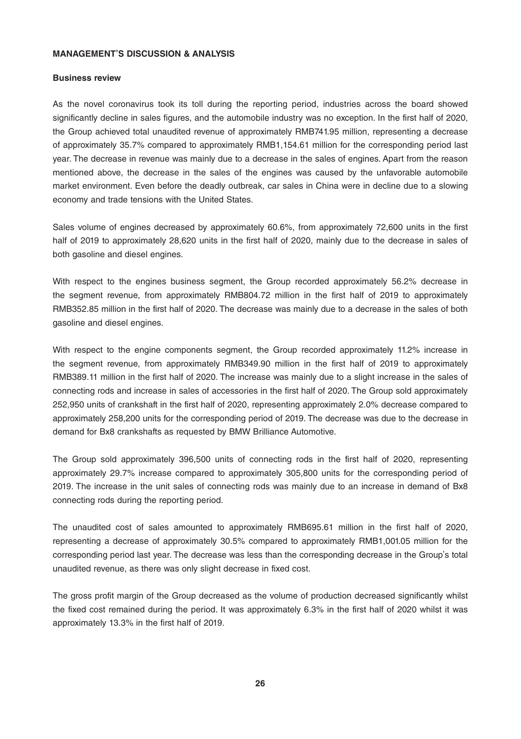**MANAGEMENT'S DISCUSSION & ANALYSIS**

**Business review**

As the novel coronavirus took its toll during the reporting period, industries across the board showed significantly decline in sales figures, and the automobile industry was no exception. In the first half of 2020, the Group achieved total unaudited revenue of approximately RMB741.95 million, representing a decrease of approximately 35.7% compared to approximately RMB1,154.61 million for the corresponding period last year. The decrease in revenue was mainly due to a decrease in the sales of engines. Apart from the reason mentioned above, the decrease in the sales of the engines was caused by the unfavorable automobile market environment. Even before the deadly outbreak, car sales in China were in decline due to a slowing economy and trade tensions with the United States.

Sales volume of engines decreased by approximately 60.6%, from approximately 72,600 units in the first half of 2019 to approximately 28,620 units in the first half of 2020, mainly due to the decrease in sales of both gasoline and diesel engines.

With respect to the engines business segment, the Group recorded approximately 56.2% decrease in the segment revenue, from approximately RMB804.72 million in the first half of 2019 to approximately RMB352.85 million in the first half of 2020. The decrease was mainly due to a decrease in the sales of both gasoline and diesel engines.

With respect to the engine components segment, the Group recorded approximately 11.2% increase in the segment revenue, from approximately RMB349.90 million in the first half of 2019 to approximately RMB389.11 million in the first half of 2020. The increase was mainly due to a slight increase in the sales of connecting rods and increase in sales of accessories in the first half of 2020. The Group sold approximately 252,950 units of crankshaft in the first half of 2020, representing approximately 2.0% decrease compared to approximately 258,200 units for the corresponding period of 2019. The decrease was due to the decrease in demand for Bx8 crankshafts as requested by BMW Brilliance Automotive.

The Group sold approximately 396,500 units of connecting rods in the first half of 2020, representing approximately 29.7% increase compared to approximately 305,800 units for the corresponding period of 2019. The increase in the unit sales of connecting rods was mainly due to an increase in demand of Bx8 connecting rods during the reporting period.

The unaudited cost of sales amounted to approximately RMB695.61 million in the first half of 2020, representing a decrease of approximately 30.5% compared to approximately RMB1,001.05 million for the corresponding period last year. The decrease was less than the corresponding decrease in the Group's total unaudited revenue, as there was only slight decrease in fixed cost.

The gross profit margin of the Group decreased as the volume of production decreased significantly whilst the fixed cost remained during the period. It was approximately 6.3% in the first half of 2020 whilst it was approximately 13.3% in the first half of 2019.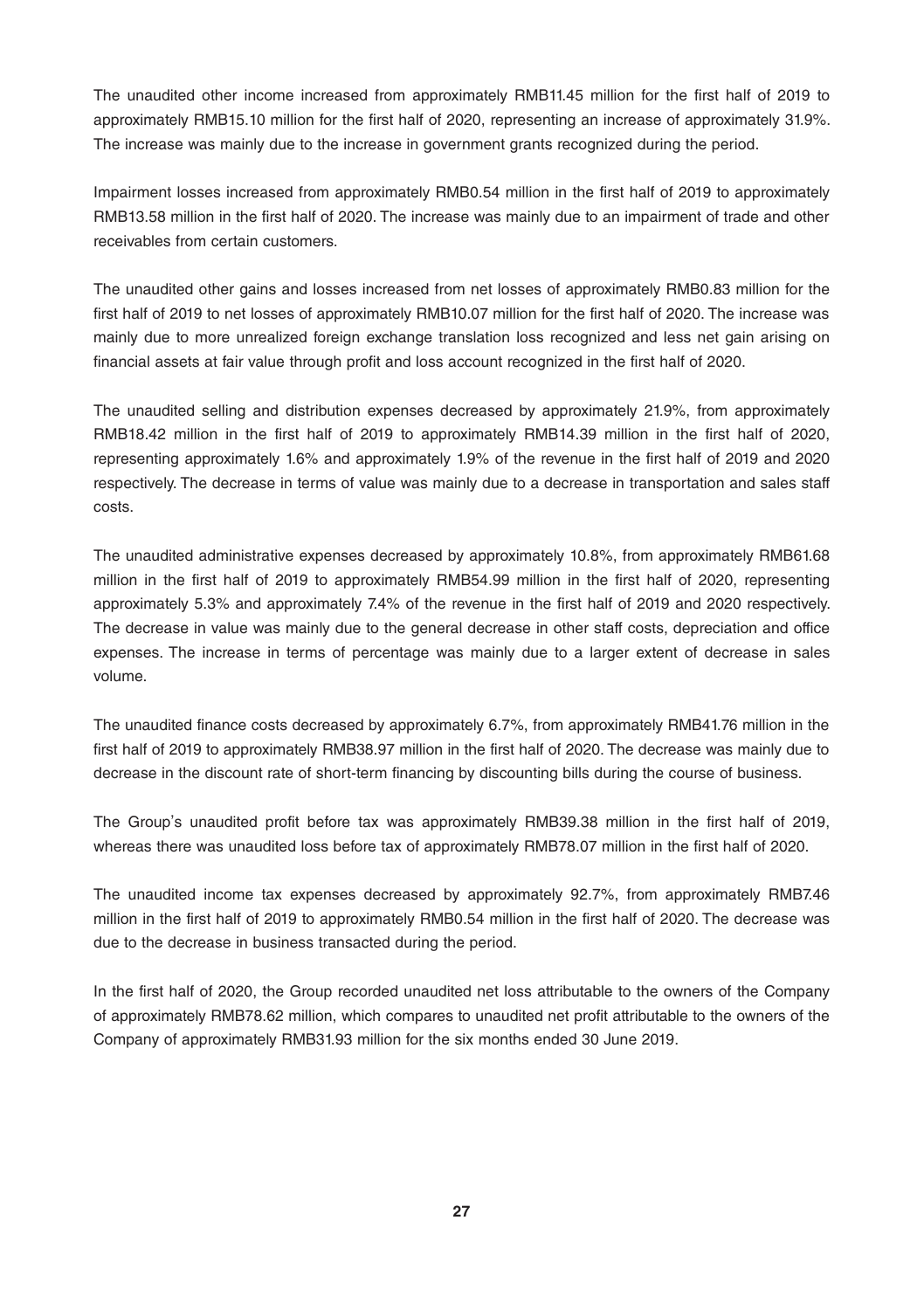The unaudited other income increased from approximately RMB11.45 million for the first half of 2019 to approximately RMB15.10 million for the first half of 2020, representing an increase of approximately 31.9%. The increase was mainly due to the increase in government grants recognized during the period.

Impairment losses increased from approximately RMB0.54 million in the first half of 2019 to approximately RMB13.58 million in the first half of 2020. The increase was mainly due to an impairment of trade and other receivables from certain customers.

The unaudited other gains and losses increased from net losses of approximately RMB0.83 million for the first half of 2019 to net losses of approximately RMB10.07 million for the first half of 2020. The increase was mainly due to more unrealized foreign exchange translation loss recognized and less net gain arising on financial assets at fair value through profit and loss account recognized in the first half of 2020.

The unaudited selling and distribution expenses decreased by approximately 21.9%, from approximately RMB18.42 million in the first half of 2019 to approximately RMB14.39 million in the first half of 2020, representing approximately 1.6% and approximately 1.9% of the revenue in the first half of 2019 and 2020 respectively. The decrease in terms of value was mainly due to a decrease in transportation and sales staff costs.

The unaudited administrative expenses decreased by approximately 10.8%, from approximately RMB61.68 million in the first half of 2019 to approximately RMB54.99 million in the first half of 2020, representing approximately 5.3% and approximately 7.4% of the revenue in the first half of 2019 and 2020 respectively. The decrease in value was mainly due to the general decrease in other staff costs, depreciation and office expenses. The increase in terms of percentage was mainly due to a larger extent of decrease in sales volume.

The unaudited finance costs decreased by approximately 6.7%, from approximately RMB41.76 million in the first half of 2019 to approximately RMB38.97 million in the first half of 2020. The decrease was mainly due to decrease in the discount rate of short-term financing by discounting bills during the course of business.

The Group's unaudited profit before tax was approximately RMB39.38 million in the first half of 2019, whereas there was unaudited loss before tax of approximately RMB78.07 million in the first half of 2020.

The unaudited income tax expenses decreased by approximately 92.7%, from approximately RMB7.46 million in the first half of 2019 to approximately RMB0.54 million in the first half of 2020. The decrease was due to the decrease in business transacted during the period.

In the first half of 2020, the Group recorded unaudited net loss attributable to the owners of the Company of approximately RMB78.62 million, which compares to unaudited net profit attributable to the owners of the Company of approximately RMB31.93 million for the six months ended 30 June 2019.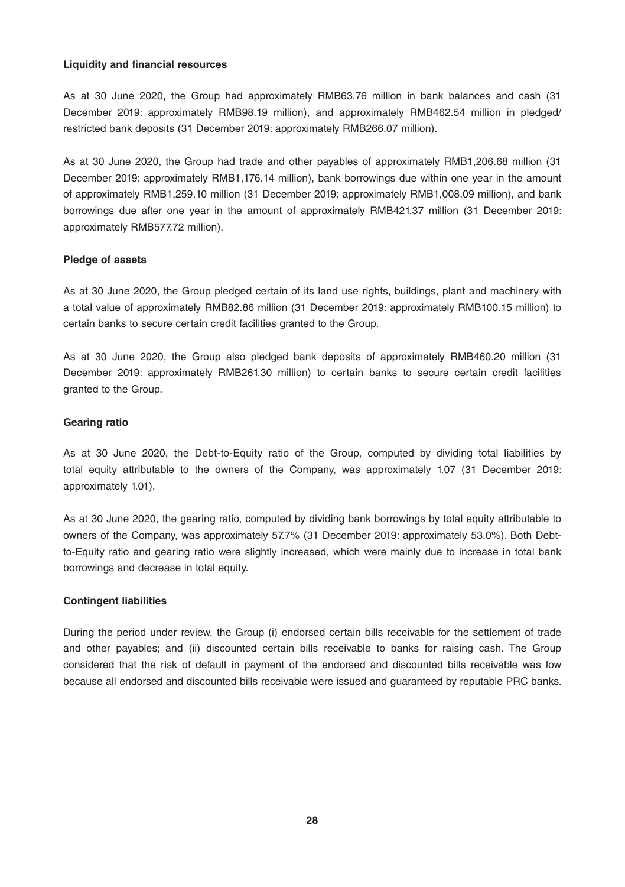**Liquidity and financial resources**

As at 30 June 2020, the Group had approximately RMB63.76 million in bank balances and cash (31 December 2019: approximately RMB98.19 million), and approximately RMB462.54 million in pledged/ restricted bank deposits (31 December 2019: approximately RMB266.07 million).

As at 30 June 2020, the Group had trade and other payables of approximately RMB1,206.68 million (31 December 2019: approximately RMB1,176.14 million), bank borrowings due within one year in the amount of approximately RMB1,259.10 million (31 December 2019: approximately RMB1,008.09 million), and bank borrowings due after one year in the amount of approximately RMB421.37 million (31 December 2019: approximately RMB577.72 million).

**Pledge of assets**

As at 30 June 2020, the Group pledged certain of its land use rights, buildings, plant and machinery with a total value of approximately RMB82.86 million (31 December 2019: approximately RMB100.15 million) to certain banks to secure certain credit facilities granted to the Group.

As at 30 June 2020, the Group also pledged bank deposits of approximately RMB460.20 million (31 December 2019: approximately RMB261.30 million) to certain banks to secure certain credit facilities granted to the Group.

**Gearing ratio**

As at 30 June 2020, the Debt-to-Equity ratio of the Group, computed by dividing total liabilities by total equity attributable to the owners of the Company, was approximately 1.07 (31 December 2019: approximately 1.01).

As at 30 June 2020, the gearing ratio, computed by dividing bank borrowings by total equity attributable to owners of the Company, was approximately 57.7% (31 December 2019: approximately 53.0%). Both Debt-to-Equity ratio and gearing ratio were slightly increased, which were mainly due to increase in total bank borrowings and decrease in total equity.

**Contingent liabilities**

During the period under review, the Group (i) endorsed certain bills receivable for the settlement of trade and other payables; and (ii) discounted certain bills receivable to banks for raising cash. The Group considered that the risk of default in payment of the endorsed and discounted bills receivable was low because all endorsed and discounted bills receivable were issued and guaranteed by reputable PRC banks.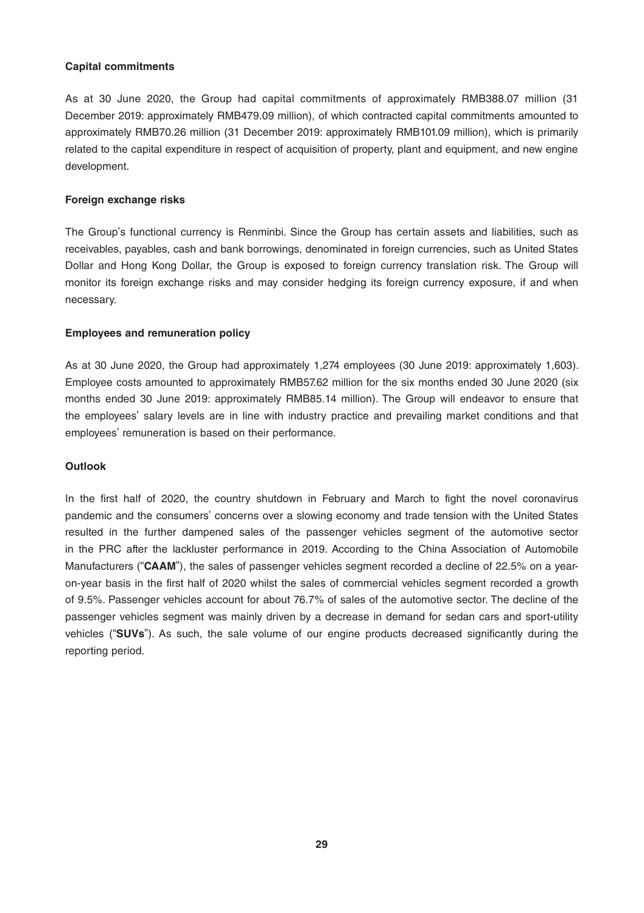**Capital commitments**

As at 30 June 2020, the Group had capital commitments of approximately RMB388.07 million (31 December 2019: approximately RMB479.09 million), of which contracted capital commitments amounted to approximately RMB70.26 million (31 December 2019: approximately RMB101.09 million), which is primarily related to the capital expenditure in respect of acquisition of property, plant and equipment, and new engine development.

**Foreign exchange risks**

The Group's functional currency is Renminbi. Since the Group has certain assets and liabilities, such as receivables, payables, cash and bank borrowings, denominated in foreign currencies, such as United States Dollar and Hong Kong Dollar, the Group is exposed to foreign currency translation risk. The Group will monitor its foreign exchange risks and may consider hedging its foreign currency exposure, if and when necessary.

**Employees and remuneration policy**

As at 30 June 2020, the Group had approximately 1,274 employees (30 June 2019: approximately 1,603). Employee costs amounted to approximately RMB57.62 million for the six months ended 30 June 2020 (six months ended 30 June 2019: approximately RMB85.14 million). The Group will endeavor to ensure that the employees' salary levels are in line with industry practice and prevailing market conditions and that employees' remuneration is based on their performance.

**Outlook**

In the first half of 2020, the country shutdown in February and March to fight the novel coronavirus pandemic and the consumers' concerns over a slowing economy and trade tension with the United States resulted in the further dampened sales of the passenger vehicles segment of the automotive sector in the PRC after the lackluster performance in 2019. According to the China Association of Automobile Manufacturers ("**CAAM**"), the sales of passenger vehicles segment recorded a decline of 22.5% on a year-on-year basis in the first half of 2020 whilst the sales of commercial vehicles segment recorded a growth of 9.5%. Passenger vehicles account for about 76.7% of sales of the automotive sector. The decline of the passenger vehicles segment was mainly driven by a decrease in demand for sedan cars and sport-utility vehicles ("**SUVs**"). As such, the sale volume of our engine products decreased significantly during the reporting period.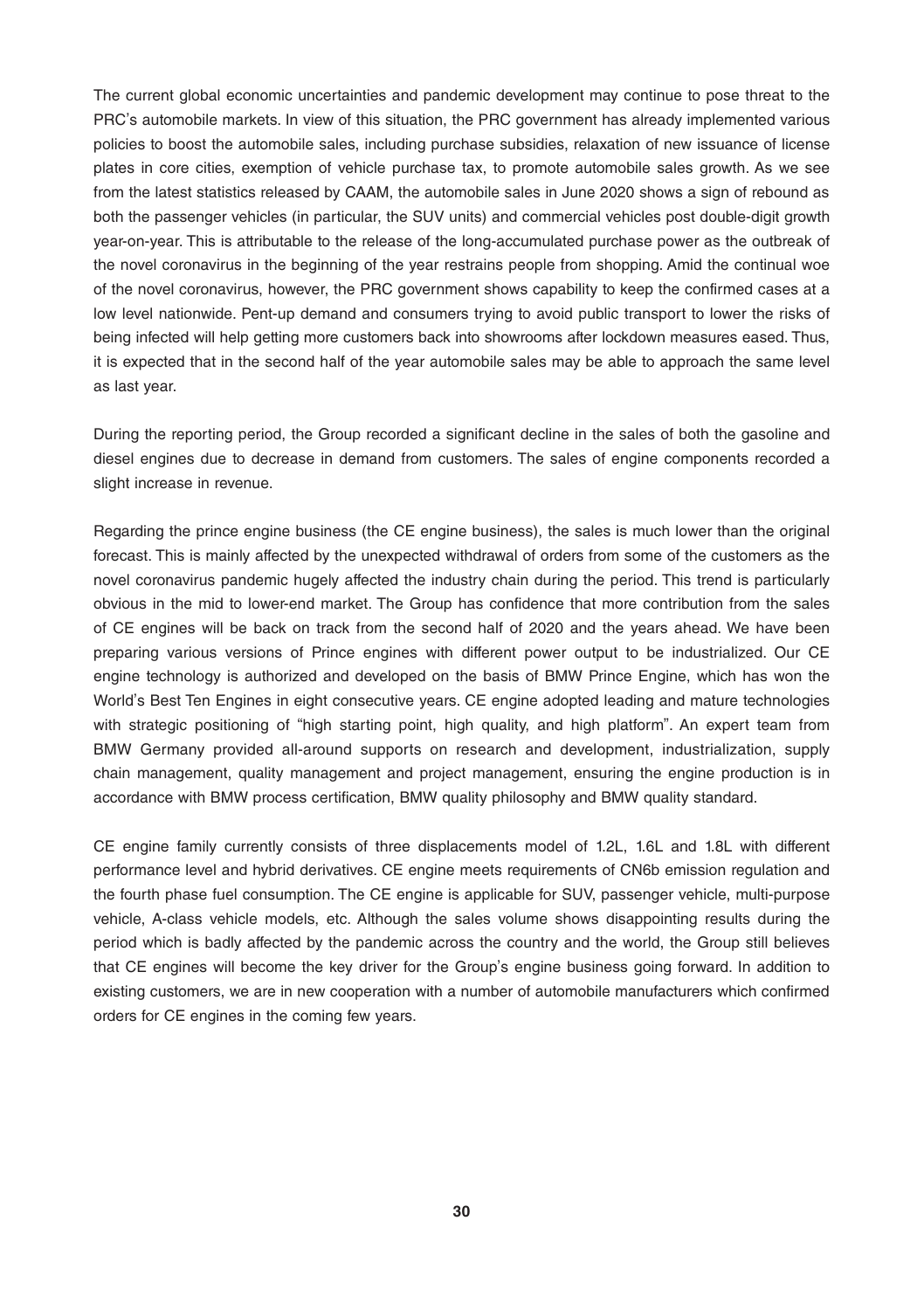The current global economic uncertainties and pandemic development may continue to pose threat to the PRC's automobile markets. In view of this situation, the PRC government has already implemented various policies to boost the automobile sales, including purchase subsidies, relaxation of new issuance of license plates in core cities, exemption of vehicle purchase tax, to promote automobile sales growth. As we see from the latest statistics released by CAAM, the automobile sales in June 2020 shows a sign of rebound as both the passenger vehicles (in particular, the SUV units) and commercial vehicles post double-digit growth year-on-year. This is attributable to the release of the long-accumulated purchase power as the outbreak of the novel coronavirus in the beginning of the year restrains people from shopping. Amid the continual woe of the novel coronavirus, however, the PRC government shows capability to keep the confirmed cases at a low level nationwide. Pent-up demand and consumers trying to avoid public transport to lower the risks of being infected will help getting more customers back into showrooms after lockdown measures eased. Thus, it is expected that in the second half of the year automobile sales may be able to approach the same level as last year.

During the reporting period, the Group recorded a significant decline in the sales of both the gasoline and diesel engines due to decrease in demand from customers. The sales of engine components recorded a slight increase in revenue.

Regarding the prince engine business (the CE engine business), the sales is much lower than the original forecast. This is mainly affected by the unexpected withdrawal of orders from some of the customers as the novel coronavirus pandemic hugely affected the industry chain during the period. This trend is particularly obvious in the mid to lower-end market. The Group has confidence that more contribution from the sales of CE engines will be back on track from the second half of 2020 and the years ahead. We have been preparing various versions of Prince engines with different power output to be industrialized. Our CE engine technology is authorized and developed on the basis of BMW Prince Engine, which has won the World's Best Ten Engines in eight consecutive years. CE engine adopted leading and mature technologies with strategic positioning of "high starting point, high quality, and high platform". An expert team from BMW Germany provided all-around supports on research and development, industrialization, supply chain management, quality management and project management, ensuring the engine production is in accordance with BMW process certification, BMW quality philosophy and BMW quality standard.

CE engine family currently consists of three displacements model of 1.2L, 1.6L and 1.8L with different performance level and hybrid derivatives. CE engine meets requirements of CN6b emission regulation and the fourth phase fuel consumption. The CE engine is applicable for SUV, passenger vehicle, multi-purpose vehicle, A-class vehicle models, etc. Although the sales volume shows disappointing results during the period which is badly affected by the pandemic across the country and the world, the Group still believes that CE engines will become the key driver for the Group's engine business going forward. In addition to existing customers, we are in new cooperation with a number of automobile manufacturers which confirmed orders for CE engines in the coming few years.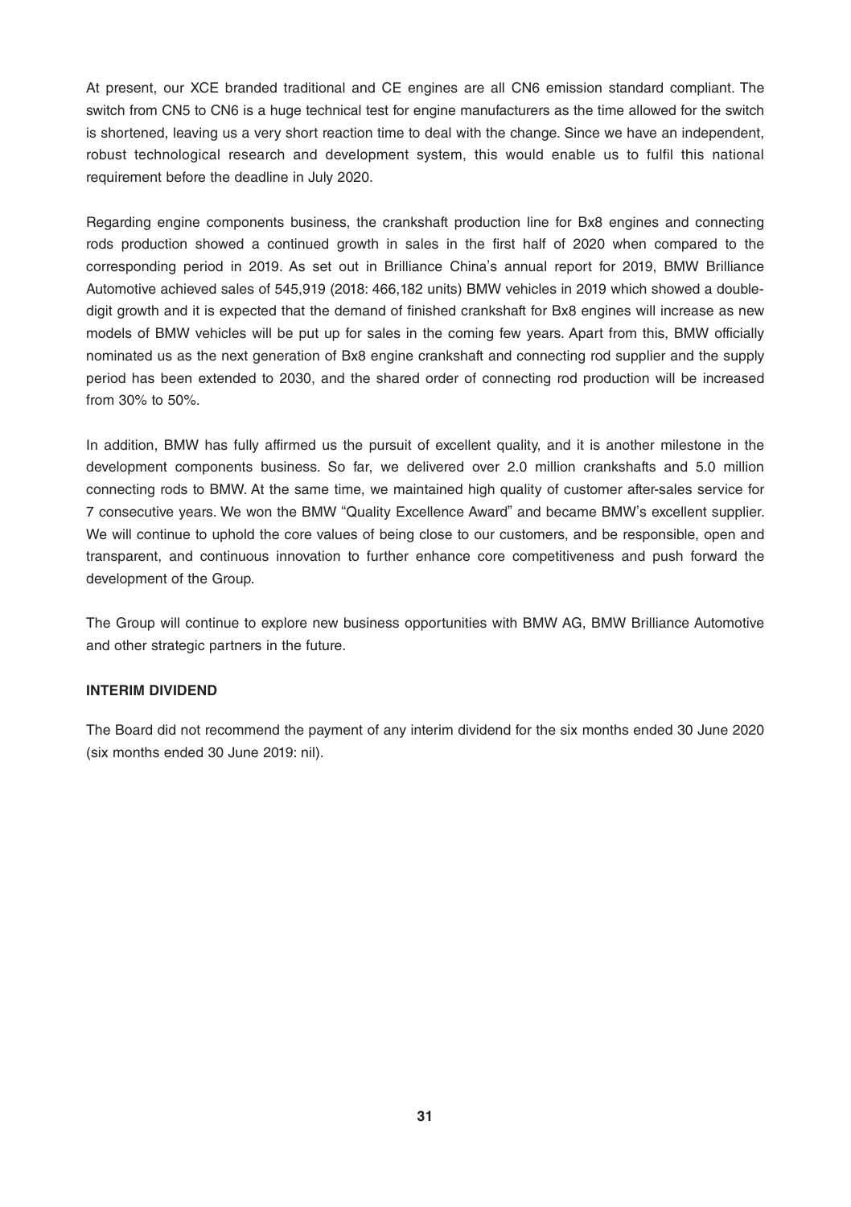At present, our XCE branded traditional and CE engines are all CN6 emission standard compliant. The switch from CN5 to CN6 is a huge technical test for engine manufacturers as the time allowed for the switch is shortened, leaving us a very short reaction time to deal with the change. Since we have an independent, robust technological research and development system, this would enable us to fulfil this national requirement before the deadline in July 2020.

Regarding engine components business, the crankshaft production line for Bx8 engines and connecting rods production showed a continued growth in sales in the first half of 2020 when compared to the corresponding period in 2019. As set out in Brilliance China's annual report for 2019, BMW Brilliance Automotive achieved sales of 545,919 (2018: 466,182 units) BMW vehicles in 2019 which showed a double-digit growth and it is expected that the demand of finished crankshaft for Bx8 engines will increase as new models of BMW vehicles will be put up for sales in the coming few years. Apart from this, BMW officially nominated us as the next generation of Bx8 engine crankshaft and connecting rod supplier and the supply period has been extended to 2030, and the shared order of connecting rod production will be increased from 30% to 50%.

In addition, BMW has fully affirmed us the pursuit of excellent quality, and it is another milestone in the development components business. So far, we delivered over 2.0 million crankshafts and 5.0 million connecting rods to BMW. At the same time, we maintained high quality of customer after-sales service for 7 consecutive years. We won the BMW "Quality Excellence Award" and became BMW's excellent supplier. We will continue to uphold the core values of being close to our customers, and be responsible, open and transparent, and continuous innovation to further enhance core competitiveness and push forward the development of the Group.

The Group will continue to explore new business opportunities with BMW AG, BMW Brilliance Automotive and other strategic partners in the future.

**INTERIM DIVIDEND**

The Board did not recommend the payment of any interim dividend for the six months ended 30 June 2020 (six months ended 30 June 2019: nil).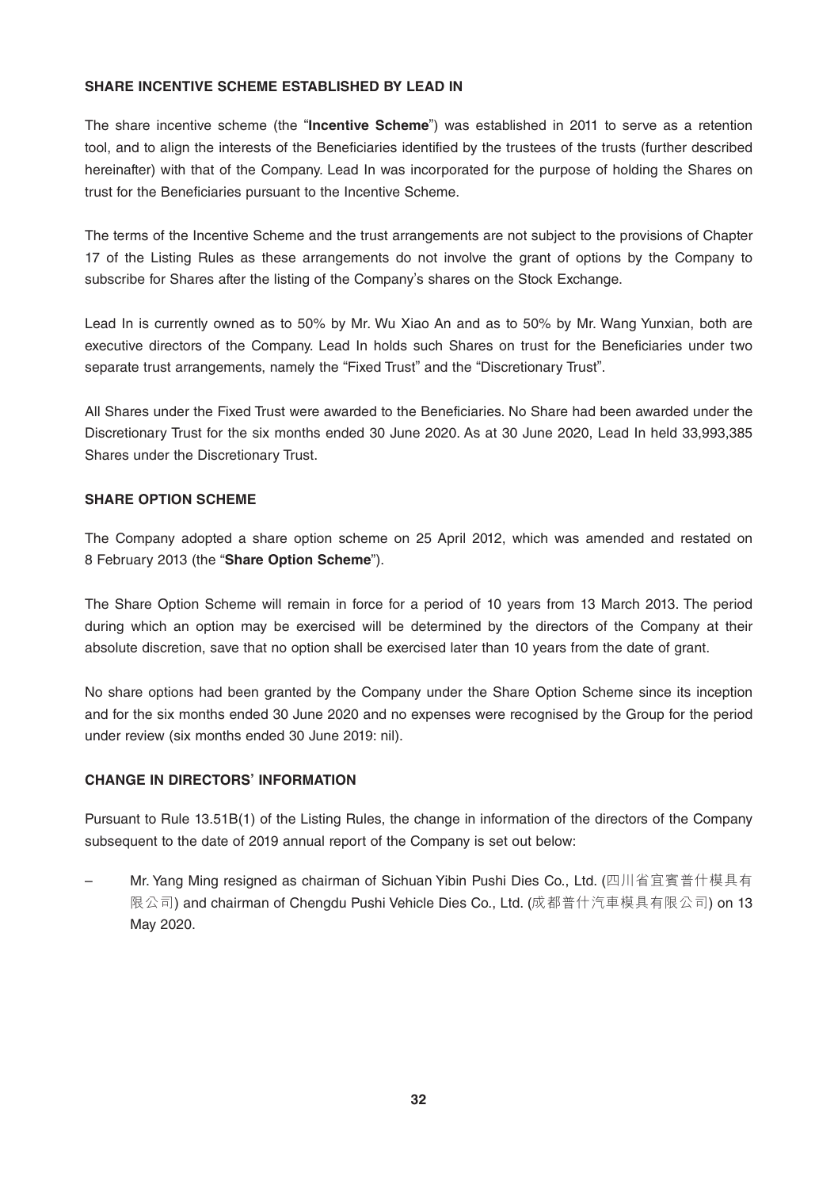## SHARE INCENTIVE SCHEME ESTABLISHED BY LEAD IN

The share incentive scheme (the "**Incentive Scheme**") was established in 2011 to serve as a retention tool, and to align the interests of the Beneficiaries identified by the trustees of the trusts (further described hereinafter) with that of the Company. Lead In was incorporated for the purpose of holding the Shares on trust for the Beneficiaries pursuant to the Incentive Scheme.

The terms of the Incentive Scheme and the trust arrangements are not subject to the provisions of Chapter 17 of the Listing Rules as these arrangements do not involve the grant of options by the Company to subscribe for Shares after the listing of the Company's shares on the Stock Exchange.

Lead In is currently owned as to 50% by Mr. Wu Xiao An and as to 50% by Mr. Wang Yunxian, both are executive directors of the Company. Lead In holds such Shares on trust for the Beneficiaries under two separate trust arrangements, namely the "Fixed Trust" and the "Discretionary Trust".

All Shares under the Fixed Trust were awarded to the Beneficiaries. No Share had been awarded under the Discretionary Trust for the six months ended 30 June 2020. As at 30 June 2020, Lead In held 33,993,385 Shares under the Discretionary Trust.

## SHARE OPTION SCHEME

The Company adopted a share option scheme on 25 April 2012, which was amended and restated on 8 February 2013 (the "**Share Option Scheme**").

The Share Option Scheme will remain in force for a period of 10 years from 13 March 2013. The period during which an option may be exercised will be determined by the directors of the Company at their absolute discretion, save that no option shall be exercised later than 10 years from the date of grant.

No share options had been granted by the Company under the Share Option Scheme since its inception and for the six months ended 30 June 2020 and no expenses were recognised by the Group for the period under review (six months ended 30 June 2019: nil).

## CHANGE IN DIRECTORS' INFORMATION

Pursuant to Rule 13.51B(1) of the Listing Rules, the change in information of the directors of the Company subsequent to the date of 2019 annual report of the Company is set out below:

– Mr. Yang Ming resigned as chairman of Sichuan Yibin Pushi Dies Co., Ltd. (四川省宜賓普什模具有限公司) and chairman of Chengdu Pushi Vehicle Dies Co., Ltd. (成都普什汽車模具有限公司) on 13 May 2020.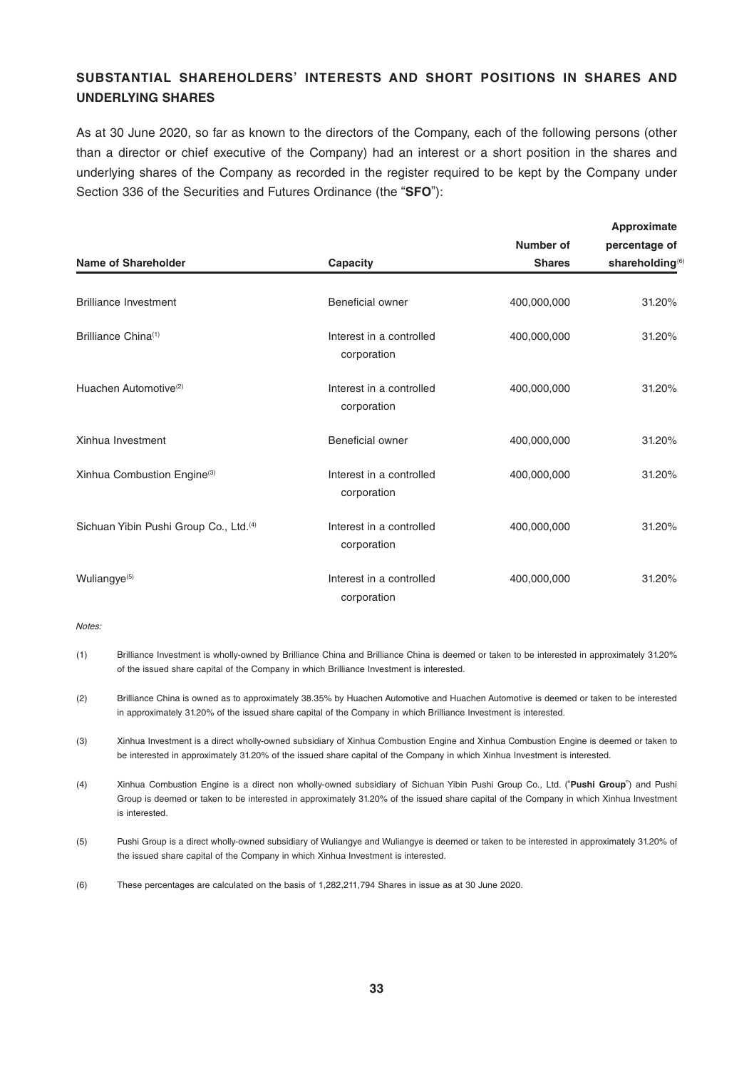## SUBSTANTIAL SHAREHOLDERS' INTERESTS AND SHORT POSITIONS IN SHARES AND UNDERLYING SHARES

As at 30 June 2020, so far as known to the directors of the Company, each of the following persons (other than a director or chief executive of the Company) had an interest or a short position in the shares and underlying shares of the Company as recorded in the register required to be kept by the Company under Section 336 of the Securities and Futures Ordinance (the "**SFO**"):

| Name of Shareholder | Capacity | Number of Shares | Approximate percentage of shareholding[6] |
|---|---|---|---|
| Brilliance Investment | Beneficial owner | 400,000,000 | 31.20% |
| Brilliance China[1] | Interest in a controlled corporation | 400,000,000 | 31.20% |
| Huachen Automotive[2] | Interest in a controlled corporation | 400,000,000 | 31.20% |
| Xinhua Investment | Beneficial owner | 400,000,000 | 31.20% |
| Xinhua Combustion Engine[3] | Interest in a controlled corporation | 400,000,000 | 31.20% |
| Sichuan Yibin Pushi Group Co., Ltd.[4] | Interest in a controlled corporation | 400,000,000 | 31.20% |
| Wuliangye[5] | Interest in a controlled corporation | 400,000,000 | 31.20% |

*Notes:*

(1) Brilliance Investment is wholly-owned by Brilliance China and Brilliance China is deemed or taken to be interested in approximately 31.20% of the issued share capital of the Company in which Brilliance Investment is interested.

(2) Brilliance China is owned as to approximately 38.35% by Huachen Automotive and Huachen Automotive is deemed or taken to be interested in approximately 31.20% of the issued share capital of the Company in which Brilliance Investment is interested.

(3) Xinhua Investment is a direct wholly-owned subsidiary of Xinhua Combustion Engine and Xinhua Combustion Engine is deemed or taken to be interested in approximately 31.20% of the issued share capital of the Company in which Xinhua Investment is interested.

(4) Xinhua Combustion Engine is a direct non wholly-owned subsidiary of Sichuan Yibin Pushi Group Co., Ltd. ("**Pushi Group**") and Pushi Group is deemed or taken to be interested in approximately 31.20% of the issued share capital of the Company in which Xinhua Investment is interested.

(5) Pushi Group is a direct wholly-owned subsidiary of Wuliangye and Wuliangye is deemed or taken to be interested in approximately 31.20% of the issued share capital of the Company in which Xinhua Investment is interested.

(6) These percentages are calculated on the basis of 1,282,211,794 Shares in issue as at 30 June 2020.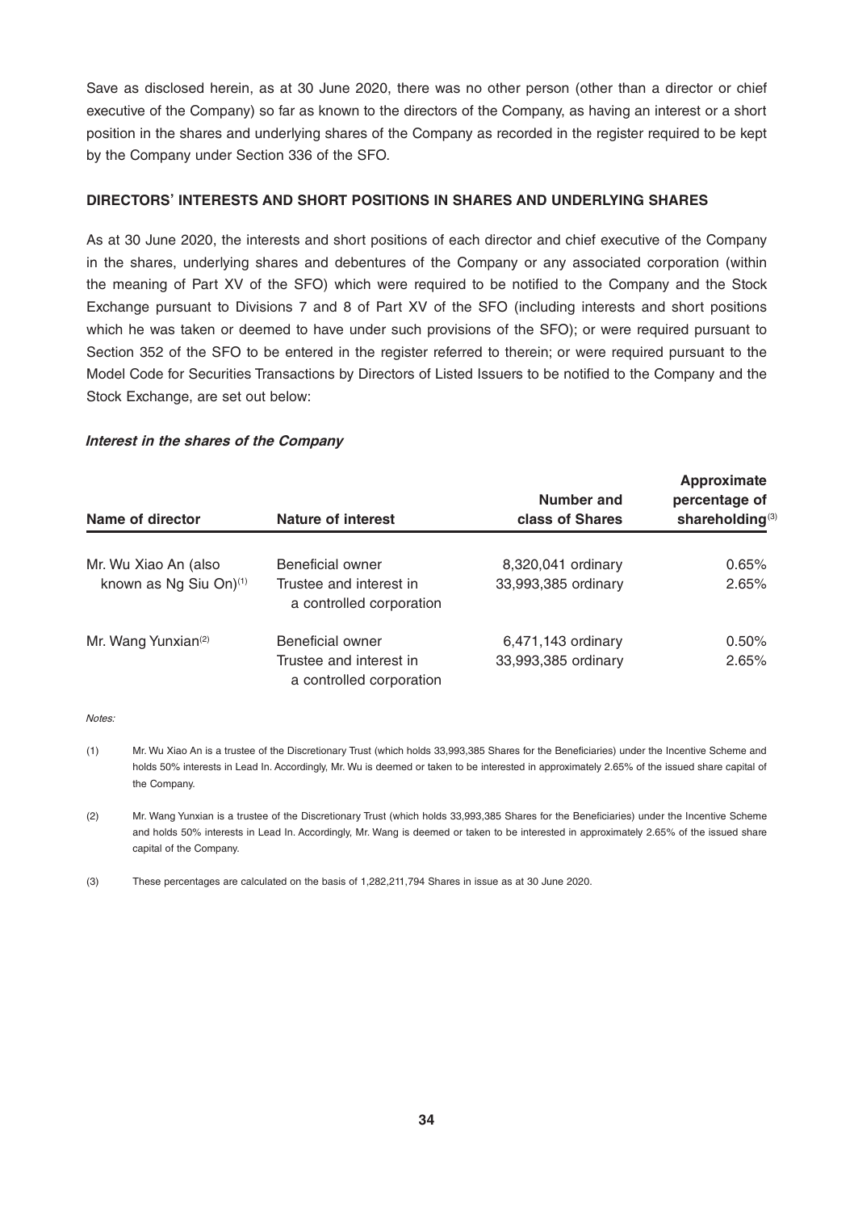Save as disclosed herein, as at 30 June 2020, there was no other person (other than a director or chief executive of the Company) so far as known to the directors of the Company, as having an interest or a short position in the shares and underlying shares of the Company as recorded in the register required to be kept by the Company under Section 336 of the SFO.

## DIRECTORS' INTERESTS AND SHORT POSITIONS IN SHARES AND UNDERLYING SHARES

As at 30 June 2020, the interests and short positions of each director and chief executive of the Company in the shares, underlying shares and debentures of the Company or any associated corporation (within the meaning of Part XV of the SFO) which were required to be notified to the Company and the Stock Exchange pursuant to Divisions 7 and 8 of Part XV of the SFO (including interests and short positions which he was taken or deemed to have under such provisions of the SFO); or were required pursuant to Section 352 of the SFO to be entered in the register referred to therein; or were required pursuant to the Model Code for Securities Transactions by Directors of Listed Issuers to be notified to the Company and the Stock Exchange, are set out below:

### *Interest in the shares of the Company*

| Name of director | Nature of interest | Number and class of Shares | Approximate percentage of shareholding[3] |
|---|---|---|---|
| Mr. Wu Xiao An (also known as Ng Siu On)[1] | Beneficial owner | 8,320,041 ordinary | 0.65% |
| | Trustee and interest in a controlled corporation | 33,993,385 ordinary | 2.65% |
| Mr. Wang Yunxian[2] | Beneficial owner | 6,471,143 ordinary | 0.50% |
| | Trustee and interest in a controlled corporation | 33,993,385 ordinary | 2.65% |

*Notes:*

(1) Mr. Wu Xiao An is a trustee of the Discretionary Trust (which holds 33,993,385 Shares for the Beneficiaries) under the Incentive Scheme and holds 50% interests in Lead In. Accordingly, Mr. Wu is deemed or taken to be interested in approximately 2.65% of the issued share capital of the Company.

(2) Mr. Wang Yunxian is a trustee of the Discretionary Trust (which holds 33,993,385 Shares for the Beneficiaries) under the Incentive Scheme and holds 50% interests in Lead In. Accordingly, Mr. Wang is deemed or taken to be interested in approximately 2.65% of the issued share capital of the Company.

(3) These percentages are calculated on the basis of 1,282,211,794 Shares in issue as at 30 June 2020.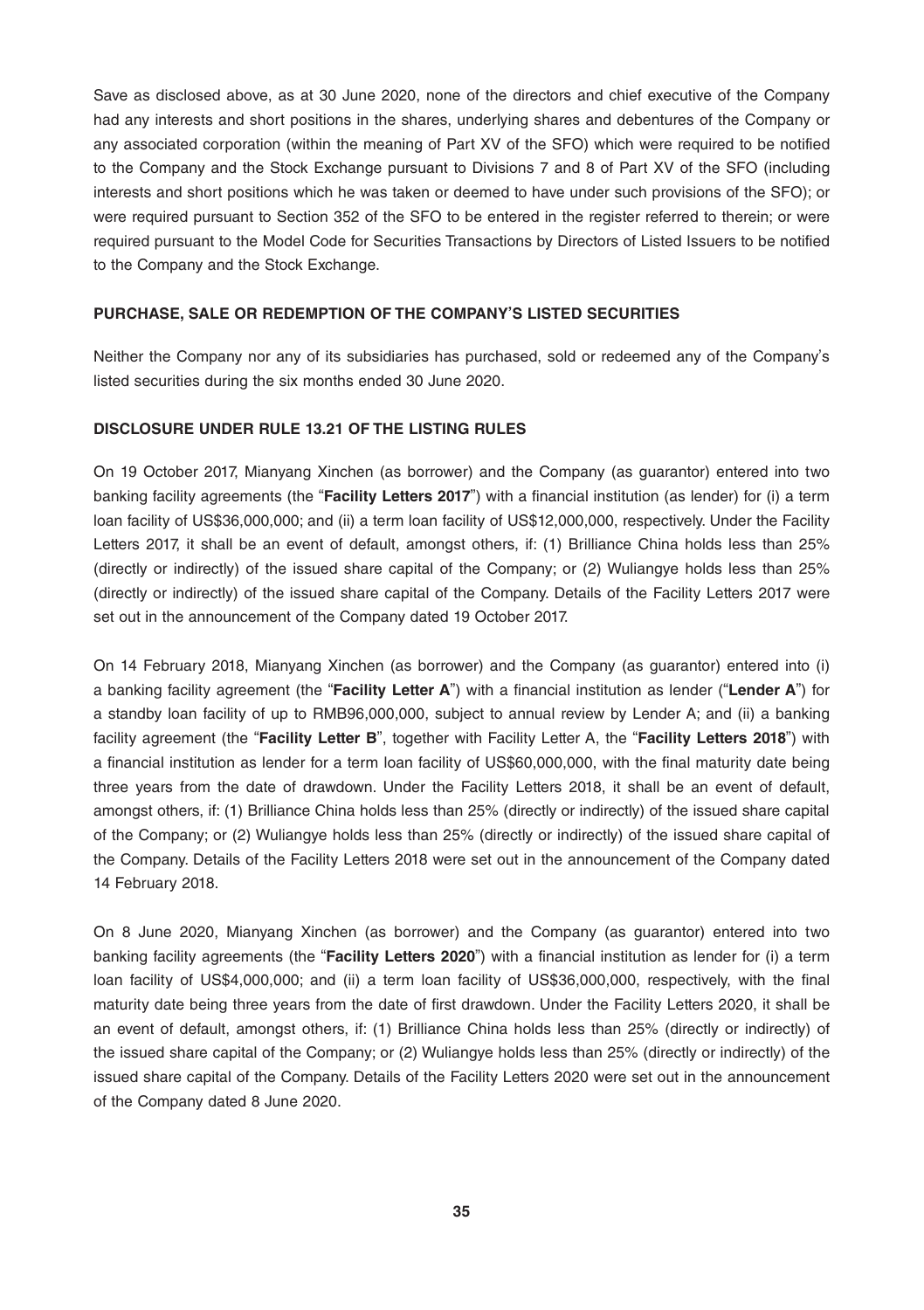Save as disclosed above, as at 30 June 2020, none of the directors and chief executive of the Company had any interests and short positions in the shares, underlying shares and debentures of the Company or any associated corporation (within the meaning of Part XV of the SFO) which were required to be notified to the Company and the Stock Exchange pursuant to Divisions 7 and 8 of Part XV of the SFO (including interests and short positions which he was taken or deemed to have under such provisions of the SFO); or were required pursuant to Section 352 of the SFO to be entered in the register referred to therein; or were required pursuant to the Model Code for Securities Transactions by Directors of Listed Issuers to be notified to the Company and the Stock Exchange.

## PURCHASE, SALE OR REDEMPTION OF THE COMPANY'S LISTED SECURITIES

Neither the Company nor any of its subsidiaries has purchased, sold or redeemed any of the Company's listed securities during the six months ended 30 June 2020.

## DISCLOSURE UNDER RULE 13.21 OF THE LISTING RULES

On 19 October 2017, Mianyang Xinchen (as borrower) and the Company (as guarantor) entered into two banking facility agreements (the "**Facility Letters 2017**") with a financial institution (as lender) for (i) a term loan facility of US$36,000,000; and (ii) a term loan facility of US$12,000,000, respectively. Under the Facility Letters 2017, it shall be an event of default, amongst others, if: (1) Brilliance China holds less than 25% (directly or indirectly) of the issued share capital of the Company; or (2) Wuliangye holds less than 25% (directly or indirectly) of the issued share capital of the Company. Details of the Facility Letters 2017 were set out in the announcement of the Company dated 19 October 2017.

On 14 February 2018, Mianyang Xinchen (as borrower) and the Company (as guarantor) entered into (i) a banking facility agreement (the "**Facility Letter A**") with a financial institution as lender ("**Lender A**") for a standby loan facility of up to RMB96,000,000, subject to annual review by Lender A; and (ii) a banking facility agreement (the "**Facility Letter B**", together with Facility Letter A, the "**Facility Letters 2018**") with a financial institution as lender for a term loan facility of US$60,000,000, with the final maturity date being three years from the date of drawdown. Under the Facility Letters 2018, it shall be an event of default, amongst others, if: (1) Brilliance China holds less than 25% (directly or indirectly) of the issued share capital of the Company; or (2) Wuliangye holds less than 25% (directly or indirectly) of the issued share capital of the Company. Details of the Facility Letters 2018 were set out in the announcement of the Company dated 14 February 2018.

On 8 June 2020, Mianyang Xinchen (as borrower) and the Company (as guarantor) entered into two banking facility agreements (the "**Facility Letters 2020**") with a financial institution as lender for (i) a term loan facility of US$4,000,000; and (ii) a term loan facility of US$36,000,000, respectively, with the final maturity date being three years from the date of first drawdown. Under the Facility Letters 2020, it shall be an event of default, amongst others, if: (1) Brilliance China holds less than 25% (directly or indirectly) of the issued share capital of the Company; or (2) Wuliangye holds less than 25% (directly or indirectly) of the issued share capital of the Company. Details of the Facility Letters 2020 were set out in the announcement of the Company dated 8 June 2020.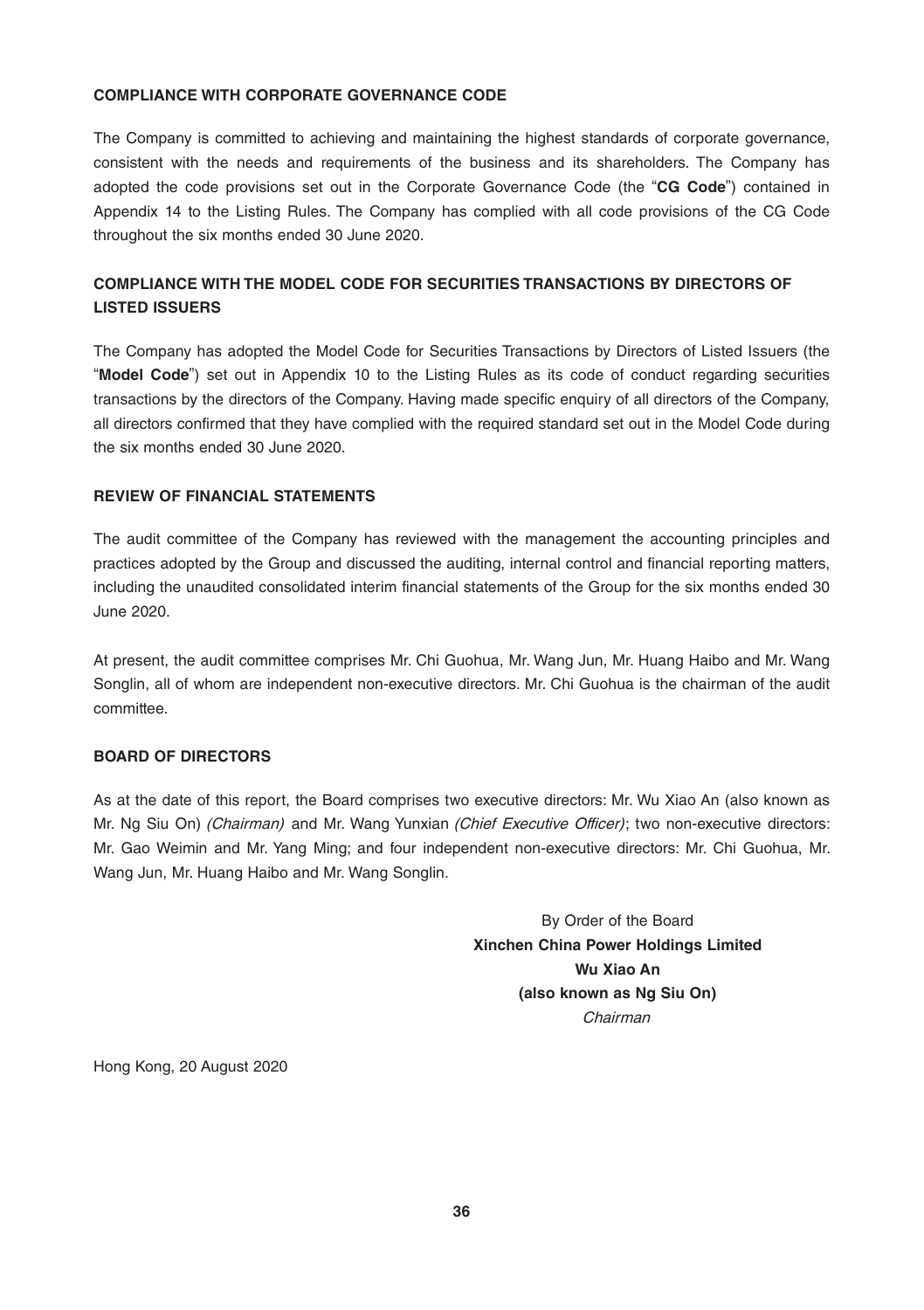## COMPLIANCE WITH CORPORATE GOVERNANCE CODE

The Company is committed to achieving and maintaining the highest standards of corporate governance, consistent with the needs and requirements of the business and its shareholders. The Company has adopted the code provisions set out in the Corporate Governance Code (the "**CG Code**") contained in Appendix 14 to the Listing Rules. The Company has complied with all code provisions of the CG Code throughout the six months ended 30 June 2020.

## COMPLIANCE WITH THE MODEL CODE FOR SECURITIES TRANSACTIONS BY DIRECTORS OF LISTED ISSUERS

The Company has adopted the Model Code for Securities Transactions by Directors of Listed Issuers (the "**Model Code**") set out in Appendix 10 to the Listing Rules as its code of conduct regarding securities transactions by the directors of the Company. Having made specific enquiry of all directors of the Company, all directors confirmed that they have complied with the required standard set out in the Model Code during the six months ended 30 June 2020.

## REVIEW OF FINANCIAL STATEMENTS

The audit committee of the Company has reviewed with the management the accounting principles and practices adopted by the Group and discussed the auditing, internal control and financial reporting matters, including the unaudited consolidated interim financial statements of the Group for the six months ended 30 June 2020.

At present, the audit committee comprises Mr. Chi Guohua, Mr. Wang Jun, Mr. Huang Haibo and Mr. Wang Songlin, all of whom are independent non-executive directors. Mr. Chi Guohua is the chairman of the audit committee.

## BOARD OF DIRECTORS

As at the date of this report, the Board comprises two executive directors: Mr. Wu Xiao An (also known as Mr. Ng Siu On) *(Chairman)* and Mr. Wang Yunxian *(Chief Executive Officer)*; two non-executive directors: Mr. Gao Weimin and Mr. Yang Ming; and four independent non-executive directors: Mr. Chi Guohua, Mr. Wang Jun, Mr. Huang Haibo and Mr. Wang Songlin.

By Order of the Board
**Xinchen China Power Holdings Limited**
**Wu Xiao An**
**(also known as Ng Siu On)**
*Chairman*

Hong Kong, 20 August 2020